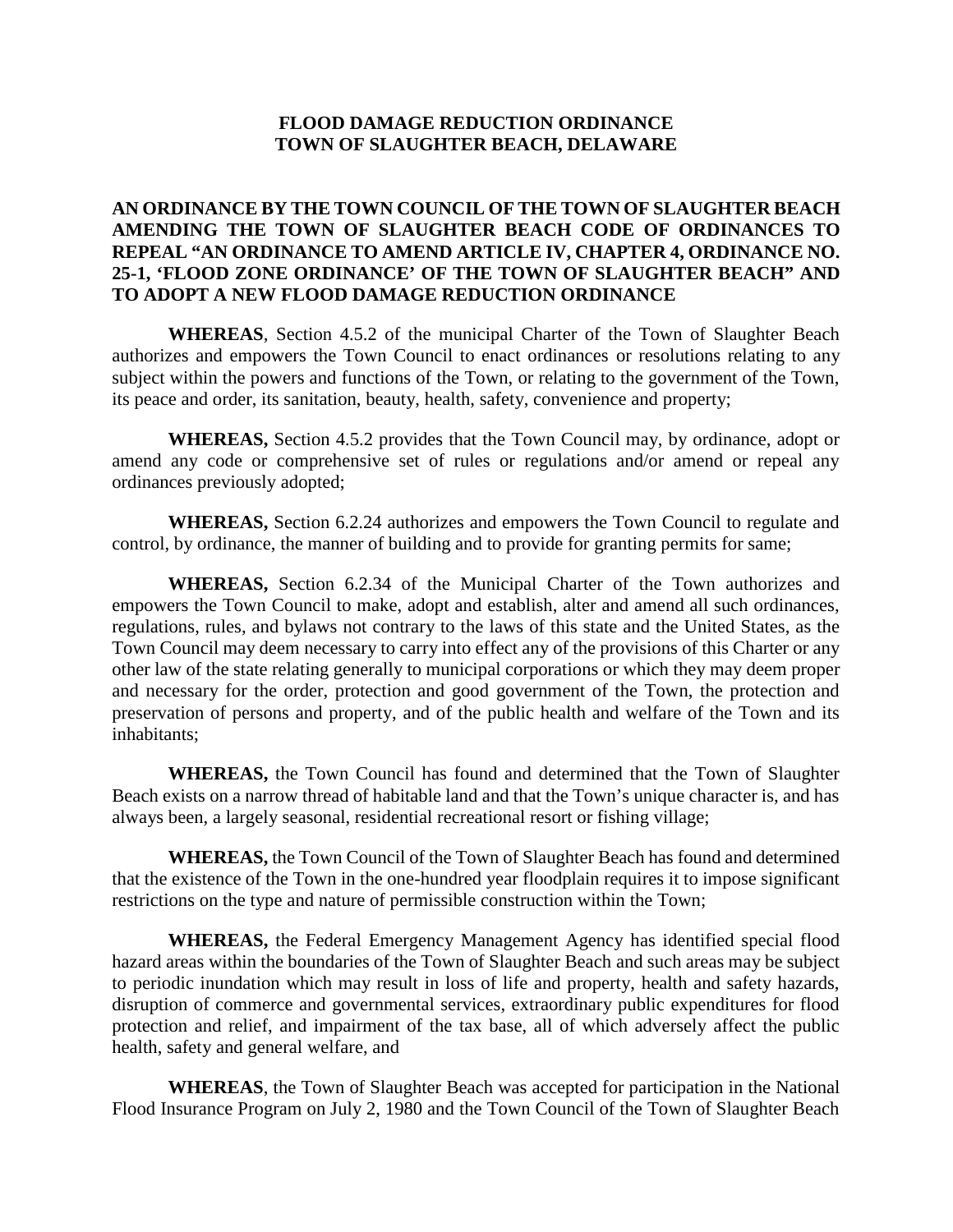# FLOOD DAMAGE REDUCTION ORDINANCE
# TOWN OF SLAUGHTER BEACH, DELAWARE

**AN ORDINANCE BY THE TOWN COUNCIL OF THE TOWN OF SLAUGHTER BEACH AMENDING THE TOWN OF SLAUGHTER BEACH CODE OF ORDINANCES TO REPEAL "AN ORDINANCE TO AMEND ARTICLE IV, CHAPTER 4, ORDINANCE NO. 25-1, 'FLOOD ZONE ORDINANCE' OF THE TOWN OF SLAUGHTER BEACH" AND TO ADOPT A NEW FLOOD DAMAGE REDUCTION ORDINANCE**

**WHEREAS**, Section 4.5.2 of the municipal Charter of the Town of Slaughter Beach authorizes and empowers the Town Council to enact ordinances or resolutions relating to any subject within the powers and functions of the Town, or relating to the government of the Town, its peace and order, its sanitation, beauty, health, safety, convenience and property;

**WHEREAS,** Section 4.5.2 provides that the Town Council may, by ordinance, adopt or amend any code or comprehensive set of rules or regulations and/or amend or repeal any ordinances previously adopted;

**WHEREAS,** Section 6.2.24 authorizes and empowers the Town Council to regulate and control, by ordinance, the manner of building and to provide for granting permits for same;

**WHEREAS,** Section 6.2.34 of the Municipal Charter of the Town authorizes and empowers the Town Council to make, adopt and establish, alter and amend all such ordinances, regulations, rules, and bylaws not contrary to the laws of this state and the United States, as the Town Council may deem necessary to carry into effect any of the provisions of this Charter or any other law of the state relating generally to municipal corporations or which they may deem proper and necessary for the order, protection and good government of the Town, the protection and preservation of persons and property, and of the public health and welfare of the Town and its inhabitants;

**WHEREAS,** the Town Council has found and determined that the Town of Slaughter Beach exists on a narrow thread of habitable land and that the Town's unique character is, and has always been, a largely seasonal, residential recreational resort or fishing village;

**WHEREAS,** the Town Council of the Town of Slaughter Beach has found and determined that the existence of the Town in the one-hundred year floodplain requires it to impose significant restrictions on the type and nature of permissible construction within the Town;

**WHEREAS,** the Federal Emergency Management Agency has identified special flood hazard areas within the boundaries of the Town of Slaughter Beach and such areas may be subject to periodic inundation which may result in loss of life and property, health and safety hazards, disruption of commerce and governmental services, extraordinary public expenditures for flood protection and relief, and impairment of the tax base, all of which adversely affect the public health, safety and general welfare, and

**WHEREAS**, the Town of Slaughter Beach was accepted for participation in the National Flood Insurance Program on July 2, 1980 and the Town Council of the Town of Slaughter Beach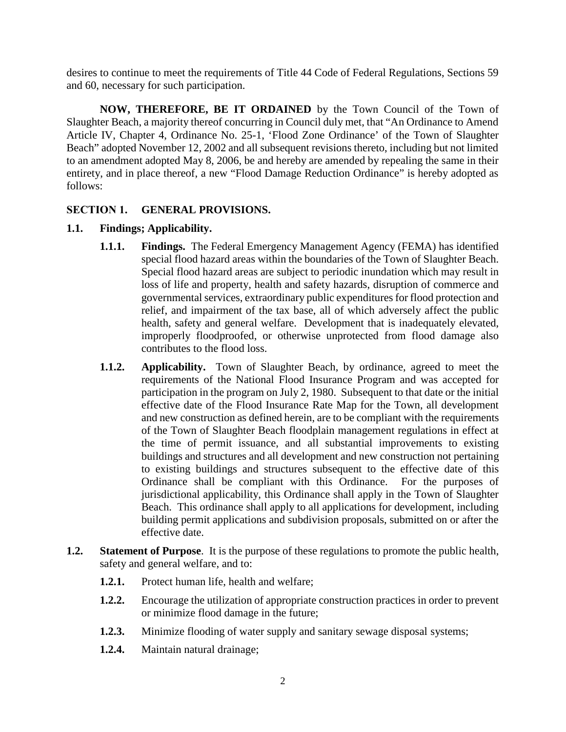desires to continue to meet the requirements of Title 44 Code of Federal Regulations, Sections 59 and 60, necessary for such participation.

**NOW, THEREFORE, BE IT ORDAINED** by the Town Council of the Town of Slaughter Beach, a majority thereof concurring in Council duly met, that "An Ordinance to Amend Article IV, Chapter 4, Ordinance No. 25-1, 'Flood Zone Ordinance' of the Town of Slaughter Beach" adopted November 12, 2002 and all subsequent revisions thereto, including but not limited to an amendment adopted May 8, 2006, be and hereby are amended by repealing the same in their entirety, and in place thereof, a new "Flood Damage Reduction Ordinance" is hereby adopted as follows:

## SECTION 1. GENERAL PROVISIONS.

### 1.1. Findings; Applicability.

**1.1.1. Findings.** The Federal Emergency Management Agency (FEMA) has identified special flood hazard areas within the boundaries of the Town of Slaughter Beach. Special flood hazard areas are subject to periodic inundation which may result in loss of life and property, health and safety hazards, disruption of commerce and governmental services, extraordinary public expenditures for flood protection and relief, and impairment of the tax base, all of which adversely affect the public health, safety and general welfare. Development that is inadequately elevated, improperly floodproofed, or otherwise unprotected from flood damage also contributes to the flood loss.

**1.1.2. Applicability.** Town of Slaughter Beach, by ordinance, agreed to meet the requirements of the National Flood Insurance Program and was accepted for participation in the program on July 2, 1980. Subsequent to that date or the initial effective date of the Flood Insurance Rate Map for the Town, all development and new construction as defined herein, are to be compliant with the requirements of the Town of Slaughter Beach floodplain management regulations in effect at the time of permit issuance, and all substantial improvements to existing buildings and structures and all development and new construction not pertaining to existing buildings and structures subsequent to the effective date of this Ordinance shall be compliant with this Ordinance. For the purposes of jurisdictional applicability, this Ordinance shall apply in the Town of Slaughter Beach. This ordinance shall apply to all applications for development, including building permit applications and subdivision proposals, submitted on or after the effective date.

**1.2. Statement of Purpose**. It is the purpose of these regulations to promote the public health, safety and general welfare, and to:

**1.2.1.** Protect human life, health and welfare;

**1.2.2.** Encourage the utilization of appropriate construction practices in order to prevent or minimize flood damage in the future;

**1.2.3.** Minimize flooding of water supply and sanitary sewage disposal systems;

**1.2.4.** Maintain natural drainage;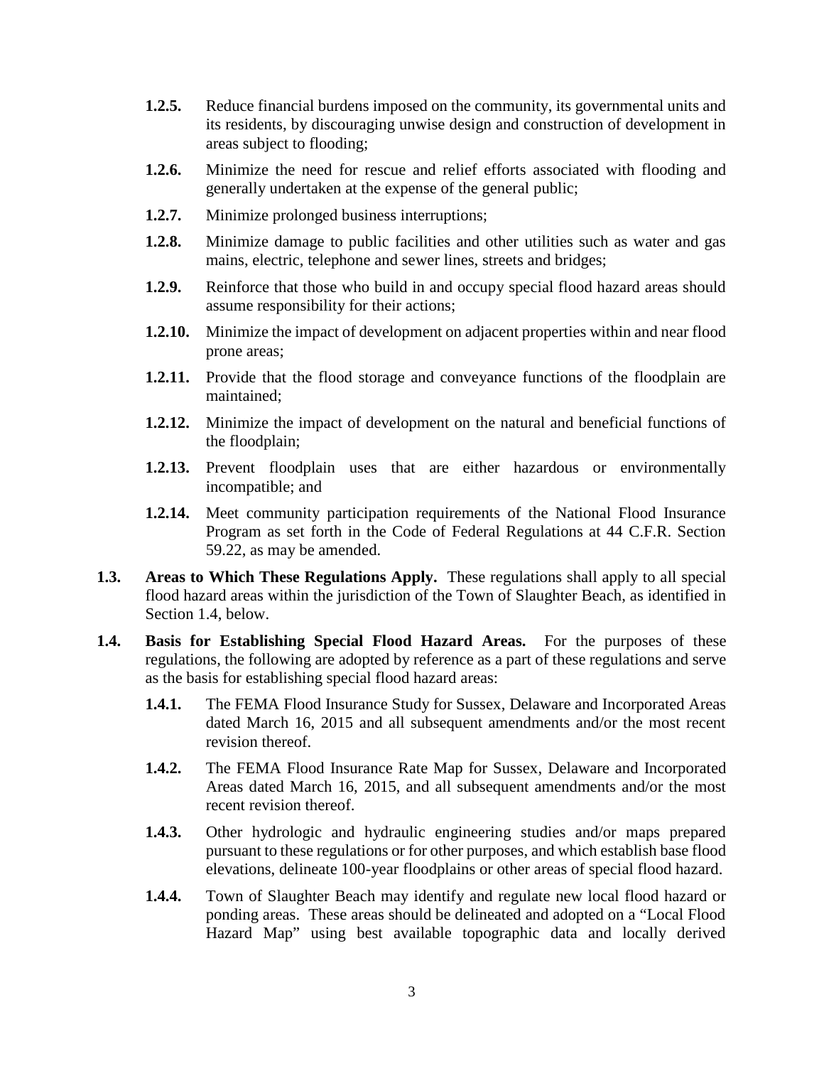**1.2.5.** Reduce financial burdens imposed on the community, its governmental units and its residents, by discouraging unwise design and construction of development in areas subject to flooding;

**1.2.6.** Minimize the need for rescue and relief efforts associated with flooding and generally undertaken at the expense of the general public;

**1.2.7.** Minimize prolonged business interruptions;

**1.2.8.** Minimize damage to public facilities and other utilities such as water and gas mains, electric, telephone and sewer lines, streets and bridges;

**1.2.9.** Reinforce that those who build in and occupy special flood hazard areas should assume responsibility for their actions;

**1.2.10.** Minimize the impact of development on adjacent properties within and near flood prone areas;

**1.2.11.** Provide that the flood storage and conveyance functions of the floodplain are maintained;

**1.2.12.** Minimize the impact of development on the natural and beneficial functions of the floodplain;

**1.2.13.** Prevent floodplain uses that are either hazardous or environmentally incompatible; and

**1.2.14.** Meet community participation requirements of the National Flood Insurance Program as set forth in the Code of Federal Regulations at 44 C.F.R. Section 59.22, as may be amended.

**1.3. Areas to Which These Regulations Apply.** These regulations shall apply to all special flood hazard areas within the jurisdiction of the Town of Slaughter Beach, as identified in Section 1.4, below.

**1.4. Basis for Establishing Special Flood Hazard Areas.** For the purposes of these regulations, the following are adopted by reference as a part of these regulations and serve as the basis for establishing special flood hazard areas:

**1.4.1.** The FEMA Flood Insurance Study for Sussex, Delaware and Incorporated Areas dated March 16, 2015 and all subsequent amendments and/or the most recent revision thereof.

**1.4.2.** The FEMA Flood Insurance Rate Map for Sussex, Delaware and Incorporated Areas dated March 16, 2015, and all subsequent amendments and/or the most recent revision thereof.

**1.4.3.** Other hydrologic and hydraulic engineering studies and/or maps prepared pursuant to these regulations or for other purposes, and which establish base flood elevations, delineate 100-year floodplains or other areas of special flood hazard.

**1.4.4.** Town of Slaughter Beach may identify and regulate new local flood hazard or ponding areas. These areas should be delineated and adopted on a "Local Flood Hazard Map" using best available topographic data and locally derived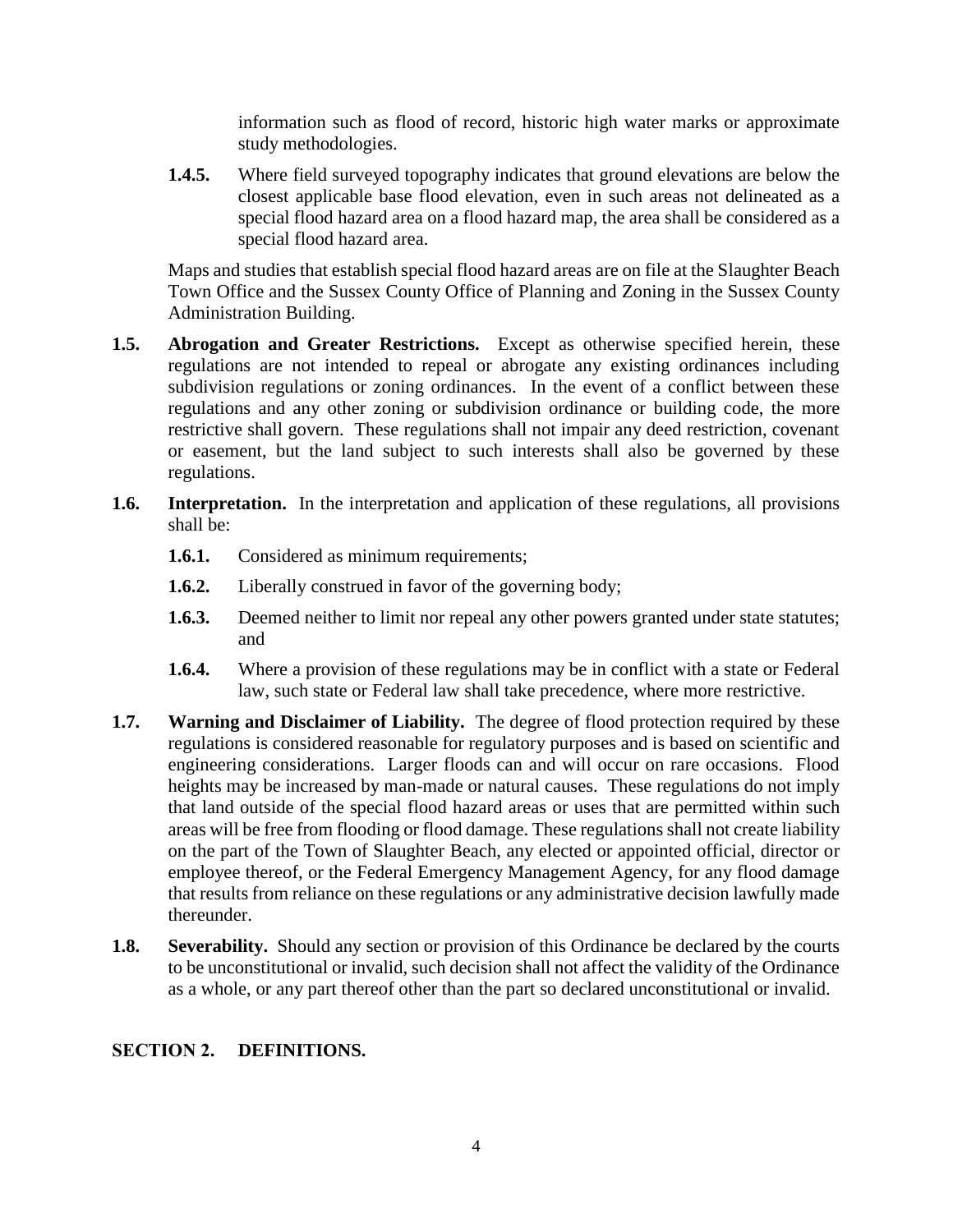information such as flood of record, historic high water marks or approximate study methodologies.

**1.4.5.** Where field surveyed topography indicates that ground elevations are below the closest applicable base flood elevation, even in such areas not delineated as a special flood hazard area on a flood hazard map, the area shall be considered as a special flood hazard area.

Maps and studies that establish special flood hazard areas are on file at the Slaughter Beach Town Office and the Sussex County Office of Planning and Zoning in the Sussex County Administration Building.

**1.5. Abrogation and Greater Restrictions.** Except as otherwise specified herein, these regulations are not intended to repeal or abrogate any existing ordinances including subdivision regulations or zoning ordinances. In the event of a conflict between these regulations and any other zoning or subdivision ordinance or building code, the more restrictive shall govern. These regulations shall not impair any deed restriction, covenant or easement, but the land subject to such interests shall also be governed by these regulations.

**1.6. Interpretation.** In the interpretation and application of these regulations, all provisions shall be:

**1.6.1.** Considered as minimum requirements;

**1.6.2.** Liberally construed in favor of the governing body;

**1.6.3.** Deemed neither to limit nor repeal any other powers granted under state statutes; and

**1.6.4.** Where a provision of these regulations may be in conflict with a state or Federal law, such state or Federal law shall take precedence, where more restrictive.

**1.7. Warning and Disclaimer of Liability.** The degree of flood protection required by these regulations is considered reasonable for regulatory purposes and is based on scientific and engineering considerations. Larger floods can and will occur on rare occasions. Flood heights may be increased by man-made or natural causes. These regulations do not imply that land outside of the special flood hazard areas or uses that are permitted within such areas will be free from flooding or flood damage. These regulations shall not create liability on the part of the Town of Slaughter Beach, any elected or appointed official, director or employee thereof, or the Federal Emergency Management Agency, for any flood damage that results from reliance on these regulations or any administrative decision lawfully made thereunder.

**1.8. Severability.** Should any section or provision of this Ordinance be declared by the courts to be unconstitutional or invalid, such decision shall not affect the validity of the Ordinance as a whole, or any part thereof other than the part so declared unconstitutional or invalid.

## SECTION 2. DEFINITIONS.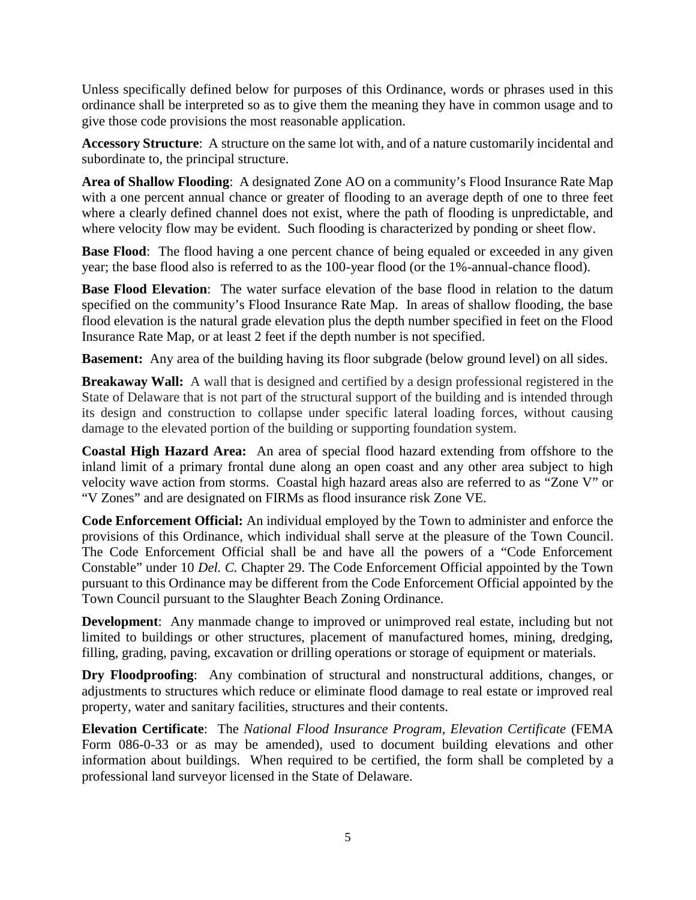Unless specifically defined below for purposes of this Ordinance, words or phrases used in this ordinance shall be interpreted so as to give them the meaning they have in common usage and to give those code provisions the most reasonable application.

**Accessory Structure**: A structure on the same lot with, and of a nature customarily incidental and subordinate to, the principal structure.

**Area of Shallow Flooding**: A designated Zone AO on a community's Flood Insurance Rate Map with a one percent annual chance or greater of flooding to an average depth of one to three feet where a clearly defined channel does not exist, where the path of flooding is unpredictable, and where velocity flow may be evident. Such flooding is characterized by ponding or sheet flow.

**Base Flood**: The flood having a one percent chance of being equaled or exceeded in any given year; the base flood also is referred to as the 100-year flood (or the 1%-annual-chance flood).

**Base Flood Elevation**: The water surface elevation of the base flood in relation to the datum specified on the community's Flood Insurance Rate Map. In areas of shallow flooding, the base flood elevation is the natural grade elevation plus the depth number specified in feet on the Flood Insurance Rate Map, or at least 2 feet if the depth number is not specified.

**Basement:** Any area of the building having its floor subgrade (below ground level) on all sides.

**Breakaway Wall:** A wall that is designed and certified by a design professional registered in the State of Delaware that is not part of the structural support of the building and is intended through its design and construction to collapse under specific lateral loading forces, without causing damage to the elevated portion of the building or supporting foundation system.

**Coastal High Hazard Area:** An area of special flood hazard extending from offshore to the inland limit of a primary frontal dune along an open coast and any other area subject to high velocity wave action from storms. Coastal high hazard areas also are referred to as "Zone V" or "V Zones" and are designated on FIRMs as flood insurance risk Zone VE.

**Code Enforcement Official:** An individual employed by the Town to administer and enforce the provisions of this Ordinance, which individual shall serve at the pleasure of the Town Council. The Code Enforcement Official shall be and have all the powers of a "Code Enforcement Constable" under 10 *Del. C.* Chapter 29. The Code Enforcement Official appointed by the Town pursuant to this Ordinance may be different from the Code Enforcement Official appointed by the Town Council pursuant to the Slaughter Beach Zoning Ordinance.

**Development**: Any manmade change to improved or unimproved real estate, including but not limited to buildings or other structures, placement of manufactured homes, mining, dredging, filling, grading, paving, excavation or drilling operations or storage of equipment or materials.

**Dry Floodproofing**: Any combination of structural and nonstructural additions, changes, or adjustments to structures which reduce or eliminate flood damage to real estate or improved real property, water and sanitary facilities, structures and their contents.

**Elevation Certificate**: The *National Flood Insurance Program, Elevation Certificate* (FEMA Form 086-0-33 or as may be amended), used to document building elevations and other information about buildings. When required to be certified, the form shall be completed by a professional land surveyor licensed in the State of Delaware.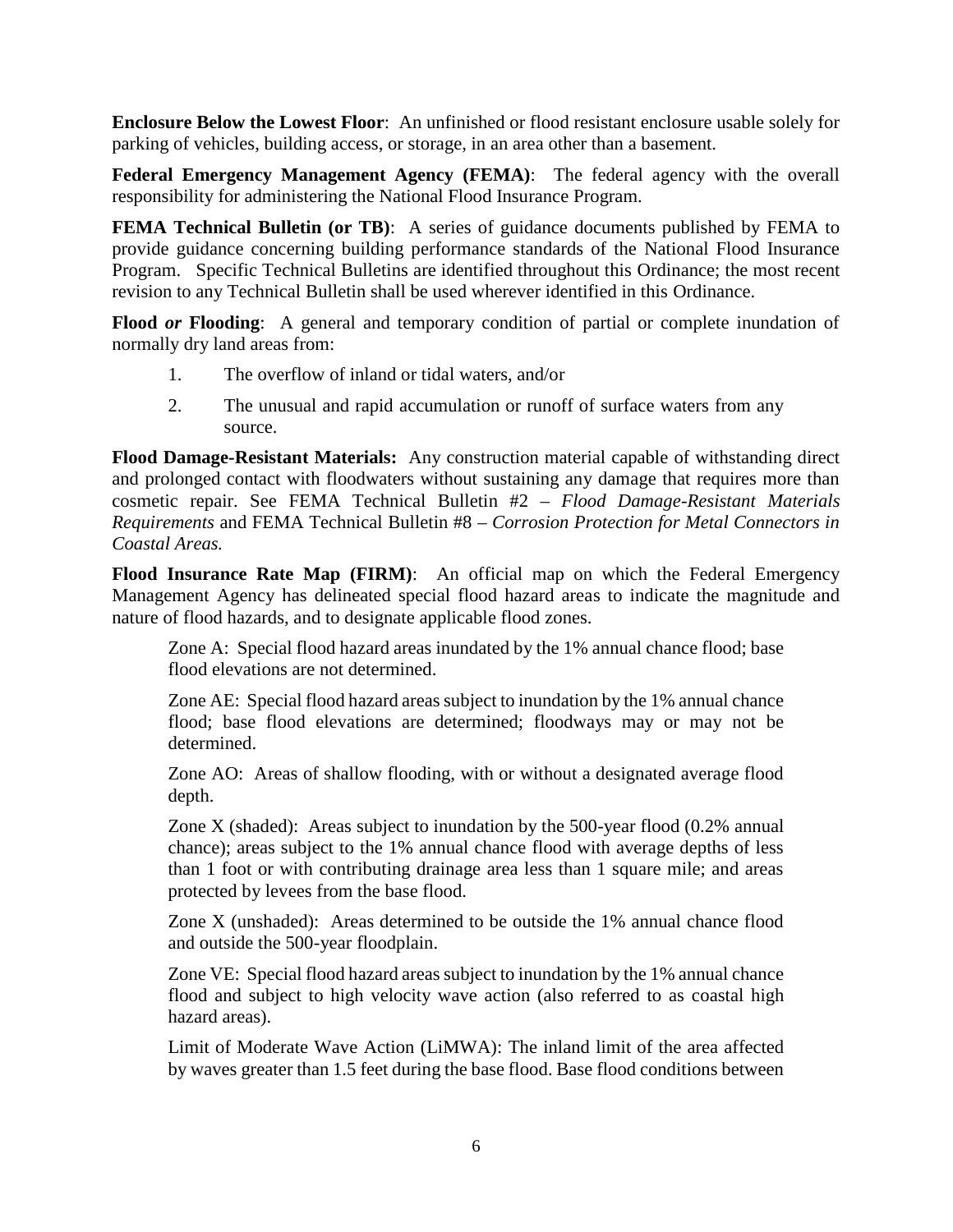**Enclosure Below the Lowest Floor**: An unfinished or flood resistant enclosure usable solely for parking of vehicles, building access, or storage, in an area other than a basement.

**Federal Emergency Management Agency (FEMA)**: The federal agency with the overall responsibility for administering the National Flood Insurance Program.

**FEMA Technical Bulletin (or TB)**: A series of guidance documents published by FEMA to provide guidance concerning building performance standards of the National Flood Insurance Program. Specific Technical Bulletins are identified throughout this Ordinance; the most recent revision to any Technical Bulletin shall be used wherever identified in this Ordinance.

**Flood *or* Flooding**: A general and temporary condition of partial or complete inundation of normally dry land areas from:

1. The overflow of inland or tidal waters, and/or
2. The unusual and rapid accumulation or runoff of surface waters from any source.

**Flood Damage-Resistant Materials:** Any construction material capable of withstanding direct and prolonged contact with floodwaters without sustaining any damage that requires more than cosmetic repair. See FEMA Technical Bulletin #2 – *Flood Damage-Resistant Materials Requirements* and FEMA Technical Bulletin #8 – *Corrosion Protection for Metal Connectors in Coastal Areas.*

**Flood Insurance Rate Map (FIRM)**: An official map on which the Federal Emergency Management Agency has delineated special flood hazard areas to indicate the magnitude and nature of flood hazards, and to designate applicable flood zones.

Zone A: Special flood hazard areas inundated by the 1% annual chance flood; base flood elevations are not determined.

Zone AE: Special flood hazard areas subject to inundation by the 1% annual chance flood; base flood elevations are determined; floodways may or may not be determined.

Zone AO: Areas of shallow flooding, with or without a designated average flood depth.

Zone X (shaded): Areas subject to inundation by the 500-year flood (0.2% annual chance); areas subject to the 1% annual chance flood with average depths of less than 1 foot or with contributing drainage area less than 1 square mile; and areas protected by levees from the base flood.

Zone X (unshaded): Areas determined to be outside the 1% annual chance flood and outside the 500-year floodplain.

Zone VE: Special flood hazard areas subject to inundation by the 1% annual chance flood and subject to high velocity wave action (also referred to as coastal high hazard areas).

Limit of Moderate Wave Action (LiMWA): The inland limit of the area affected by waves greater than 1.5 feet during the base flood. Base flood conditions between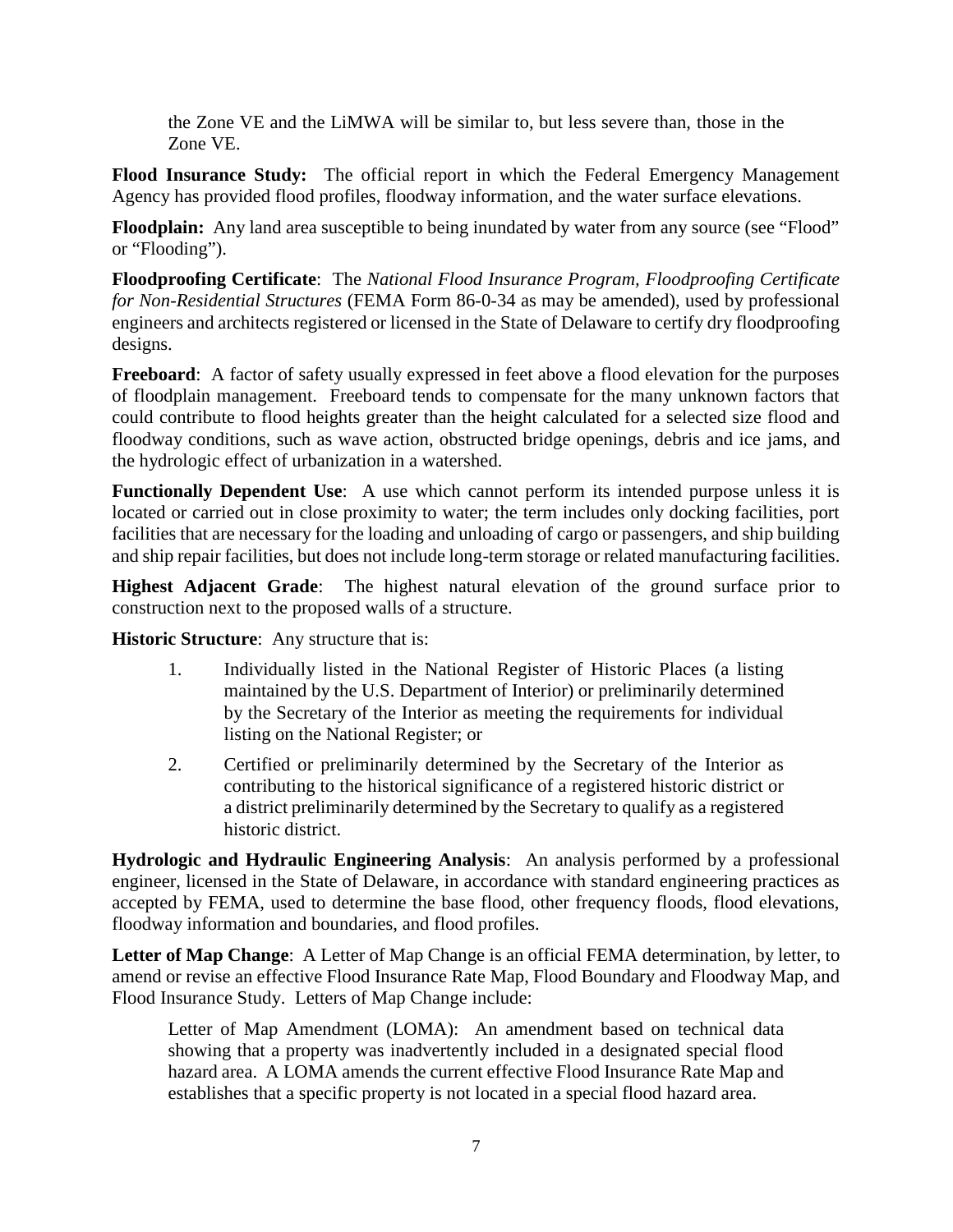the Zone VE and the LiMWA will be similar to, but less severe than, those in the Zone VE.

**Flood Insurance Study:** The official report in which the Federal Emergency Management Agency has provided flood profiles, floodway information, and the water surface elevations.

**Floodplain:** Any land area susceptible to being inundated by water from any source (see "Flood" or "Flooding").

**Floodproofing Certificate**: The *National Flood Insurance Program, Floodproofing Certificate for Non-Residential Structures* (FEMA Form 86-0-34 as may be amended), used by professional engineers and architects registered or licensed in the State of Delaware to certify dry floodproofing designs.

**Freeboard**: A factor of safety usually expressed in feet above a flood elevation for the purposes of floodplain management. Freeboard tends to compensate for the many unknown factors that could contribute to flood heights greater than the height calculated for a selected size flood and floodway conditions, such as wave action, obstructed bridge openings, debris and ice jams, and the hydrologic effect of urbanization in a watershed.

**Functionally Dependent Use**: A use which cannot perform its intended purpose unless it is located or carried out in close proximity to water; the term includes only docking facilities, port facilities that are necessary for the loading and unloading of cargo or passengers, and ship building and ship repair facilities, but does not include long-term storage or related manufacturing facilities.

**Highest Adjacent Grade**: The highest natural elevation of the ground surface prior to construction next to the proposed walls of a structure.

**Historic Structure**: Any structure that is:

1. Individually listed in the National Register of Historic Places (a listing maintained by the U.S. Department of Interior) or preliminarily determined by the Secretary of the Interior as meeting the requirements for individual listing on the National Register; or

2. Certified or preliminarily determined by the Secretary of the Interior as contributing to the historical significance of a registered historic district or a district preliminarily determined by the Secretary to qualify as a registered historic district.

**Hydrologic and Hydraulic Engineering Analysis**: An analysis performed by a professional engineer, licensed in the State of Delaware, in accordance with standard engineering practices as accepted by FEMA, used to determine the base flood, other frequency floods, flood elevations, floodway information and boundaries, and flood profiles.

**Letter of Map Change**: A Letter of Map Change is an official FEMA determination, by letter, to amend or revise an effective Flood Insurance Rate Map, Flood Boundary and Floodway Map, and Flood Insurance Study. Letters of Map Change include:

Letter of Map Amendment (LOMA): An amendment based on technical data showing that a property was inadvertently included in a designated special flood hazard area. A LOMA amends the current effective Flood Insurance Rate Map and establishes that a specific property is not located in a special flood hazard area.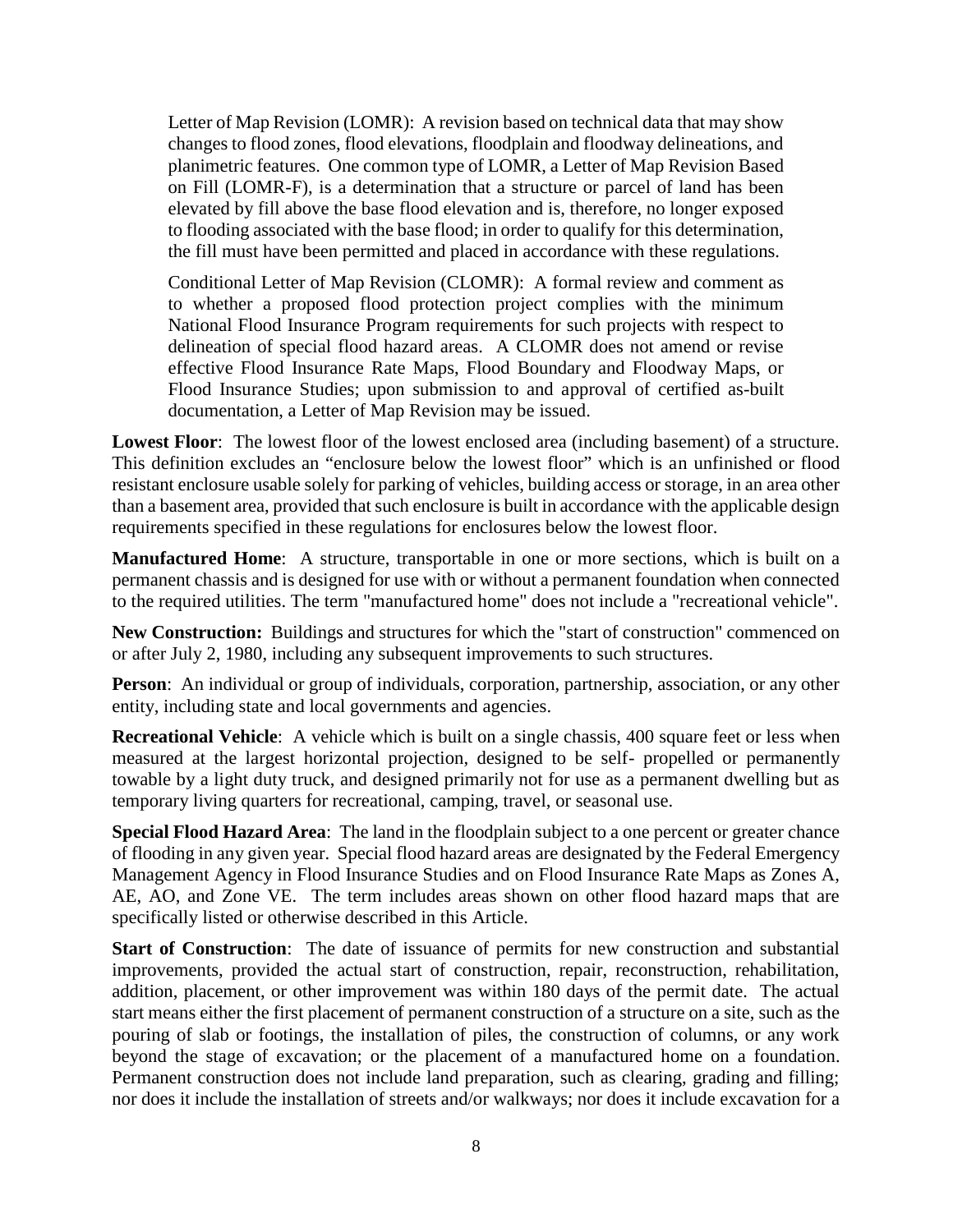Letter of Map Revision (LOMR): A revision based on technical data that may show changes to flood zones, flood elevations, floodplain and floodway delineations, and planimetric features. One common type of LOMR, a Letter of Map Revision Based on Fill (LOMR-F), is a determination that a structure or parcel of land has been elevated by fill above the base flood elevation and is, therefore, no longer exposed to flooding associated with the base flood; in order to qualify for this determination, the fill must have been permitted and placed in accordance with these regulations.

Conditional Letter of Map Revision (CLOMR): A formal review and comment as to whether a proposed flood protection project complies with the minimum National Flood Insurance Program requirements for such projects with respect to delineation of special flood hazard areas. A CLOMR does not amend or revise effective Flood Insurance Rate Maps, Flood Boundary and Floodway Maps, or Flood Insurance Studies; upon submission to and approval of certified as-built documentation, a Letter of Map Revision may be issued.

**Lowest Floor**: The lowest floor of the lowest enclosed area (including basement) of a structure. This definition excludes an "enclosure below the lowest floor" which is an unfinished or flood resistant enclosure usable solely for parking of vehicles, building access or storage, in an area other than a basement area, provided that such enclosure is built in accordance with the applicable design requirements specified in these regulations for enclosures below the lowest floor.

**Manufactured Home**: A structure, transportable in one or more sections, which is built on a permanent chassis and is designed for use with or without a permanent foundation when connected to the required utilities. The term "manufactured home" does not include a "recreational vehicle".

**New Construction:** Buildings and structures for which the "start of construction" commenced on or after July 2, 1980, including any subsequent improvements to such structures.

**Person**: An individual or group of individuals, corporation, partnership, association, or any other entity, including state and local governments and agencies.

**Recreational Vehicle**: A vehicle which is built on a single chassis, 400 square feet or less when measured at the largest horizontal projection, designed to be self- propelled or permanently towable by a light duty truck, and designed primarily not for use as a permanent dwelling but as temporary living quarters for recreational, camping, travel, or seasonal use.

**Special Flood Hazard Area**: The land in the floodplain subject to a one percent or greater chance of flooding in any given year. Special flood hazard areas are designated by the Federal Emergency Management Agency in Flood Insurance Studies and on Flood Insurance Rate Maps as Zones A, AE, AO, and Zone VE. The term includes areas shown on other flood hazard maps that are specifically listed or otherwise described in this Article.

**Start of Construction**: The date of issuance of permits for new construction and substantial improvements, provided the actual start of construction, repair, reconstruction, rehabilitation, addition, placement, or other improvement was within 180 days of the permit date. The actual start means either the first placement of permanent construction of a structure on a site, such as the pouring of slab or footings, the installation of piles, the construction of columns, or any work beyond the stage of excavation; or the placement of a manufactured home on a foundation. Permanent construction does not include land preparation, such as clearing, grading and filling; nor does it include the installation of streets and/or walkways; nor does it include excavation for a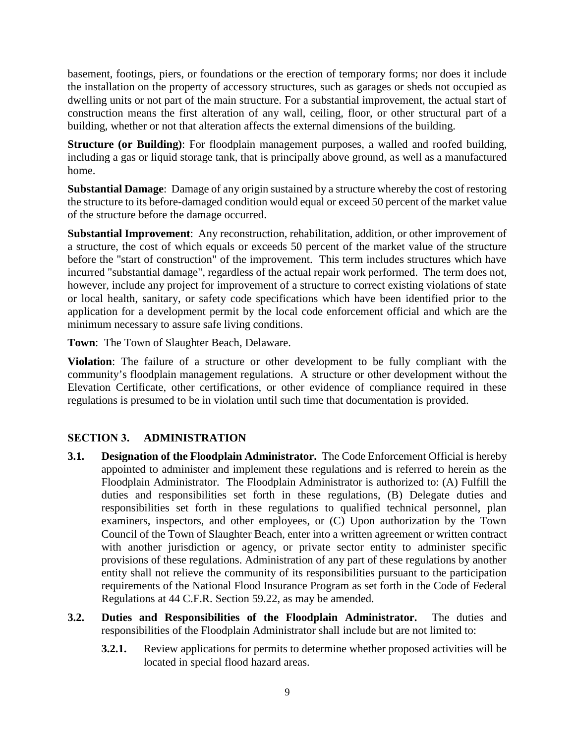basement, footings, piers, or foundations or the erection of temporary forms; nor does it include the installation on the property of accessory structures, such as garages or sheds not occupied as dwelling units or not part of the main structure. For a substantial improvement, the actual start of construction means the first alteration of any wall, ceiling, floor, or other structural part of a building, whether or not that alteration affects the external dimensions of the building.

**Structure (or Building)**: For floodplain management purposes, a walled and roofed building, including a gas or liquid storage tank, that is principally above ground, as well as a manufactured home.

**Substantial Damage**: Damage of any origin sustained by a structure whereby the cost of restoring the structure to its before-damaged condition would equal or exceed 50 percent of the market value of the structure before the damage occurred.

**Substantial Improvement**: Any reconstruction, rehabilitation, addition, or other improvement of a structure, the cost of which equals or exceeds 50 percent of the market value of the structure before the "start of construction" of the improvement. This term includes structures which have incurred "substantial damage", regardless of the actual repair work performed. The term does not, however, include any project for improvement of a structure to correct existing violations of state or local health, sanitary, or safety code specifications which have been identified prior to the application for a development permit by the local code enforcement official and which are the minimum necessary to assure safe living conditions.

**Town**: The Town of Slaughter Beach, Delaware.

**Violation**: The failure of a structure or other development to be fully compliant with the community's floodplain management regulations. A structure or other development without the Elevation Certificate, other certifications, or other evidence of compliance required in these regulations is presumed to be in violation until such time that documentation is provided.

## SECTION 3. ADMINISTRATION

**3.1. Designation of the Floodplain Administrator.** The Code Enforcement Official is hereby appointed to administer and implement these regulations and is referred to herein as the Floodplain Administrator. The Floodplain Administrator is authorized to: (A) Fulfill the duties and responsibilities set forth in these regulations, (B) Delegate duties and responsibilities set forth in these regulations to qualified technical personnel, plan examiners, inspectors, and other employees, or (C) Upon authorization by the Town Council of the Town of Slaughter Beach, enter into a written agreement or written contract with another jurisdiction or agency, or private sector entity to administer specific provisions of these regulations. Administration of any part of these regulations by another entity shall not relieve the community of its responsibilities pursuant to the participation requirements of the National Flood Insurance Program as set forth in the Code of Federal Regulations at 44 C.F.R. Section 59.22, as may be amended.

**3.2. Duties and Responsibilities of the Floodplain Administrator.** The duties and responsibilities of the Floodplain Administrator shall include but are not limited to:

**3.2.1.** Review applications for permits to determine whether proposed activities will be located in special flood hazard areas.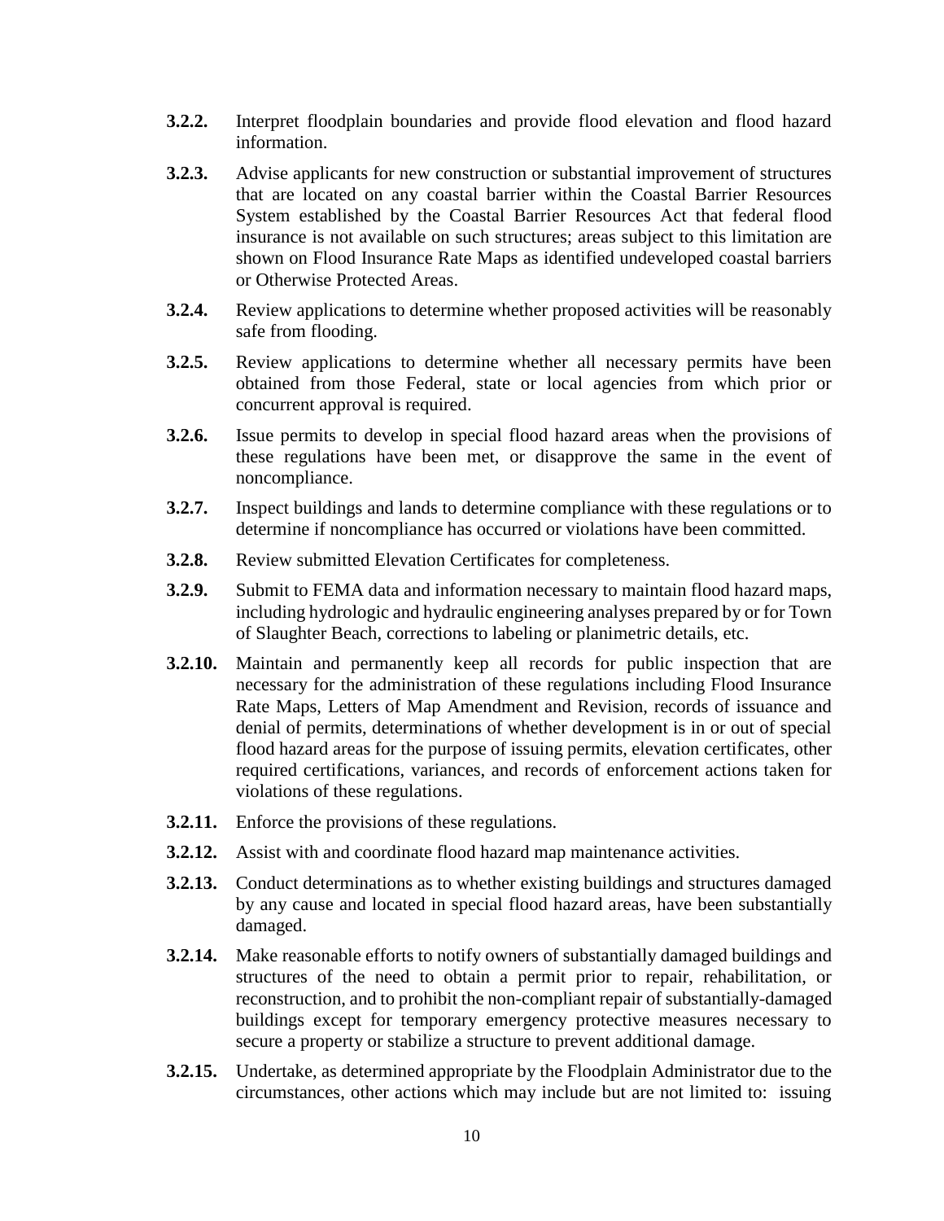**3.2.2.** Interpret floodplain boundaries and provide flood elevation and flood hazard information.

**3.2.3.** Advise applicants for new construction or substantial improvement of structures that are located on any coastal barrier within the Coastal Barrier Resources System established by the Coastal Barrier Resources Act that federal flood insurance is not available on such structures; areas subject to this limitation are shown on Flood Insurance Rate Maps as identified undeveloped coastal barriers or Otherwise Protected Areas.

**3.2.4.** Review applications to determine whether proposed activities will be reasonably safe from flooding.

**3.2.5.** Review applications to determine whether all necessary permits have been obtained from those Federal, state or local agencies from which prior or concurrent approval is required.

**3.2.6.** Issue permits to develop in special flood hazard areas when the provisions of these regulations have been met, or disapprove the same in the event of noncompliance.

**3.2.7.** Inspect buildings and lands to determine compliance with these regulations or to determine if noncompliance has occurred or violations have been committed.

**3.2.8.** Review submitted Elevation Certificates for completeness.

**3.2.9.** Submit to FEMA data and information necessary to maintain flood hazard maps, including hydrologic and hydraulic engineering analyses prepared by or for Town of Slaughter Beach, corrections to labeling or planimetric details, etc.

**3.2.10.** Maintain and permanently keep all records for public inspection that are necessary for the administration of these regulations including Flood Insurance Rate Maps, Letters of Map Amendment and Revision, records of issuance and denial of permits, determinations of whether development is in or out of special flood hazard areas for the purpose of issuing permits, elevation certificates, other required certifications, variances, and records of enforcement actions taken for violations of these regulations.

**3.2.11.** Enforce the provisions of these regulations.

**3.2.12.** Assist with and coordinate flood hazard map maintenance activities.

**3.2.13.** Conduct determinations as to whether existing buildings and structures damaged by any cause and located in special flood hazard areas, have been substantially damaged.

**3.2.14.** Make reasonable efforts to notify owners of substantially damaged buildings and structures of the need to obtain a permit prior to repair, rehabilitation, or reconstruction, and to prohibit the non-compliant repair of substantially-damaged buildings except for temporary emergency protective measures necessary to secure a property or stabilize a structure to prevent additional damage.

**3.2.15.** Undertake, as determined appropriate by the Floodplain Administrator due to the circumstances, other actions which may include but are not limited to: issuing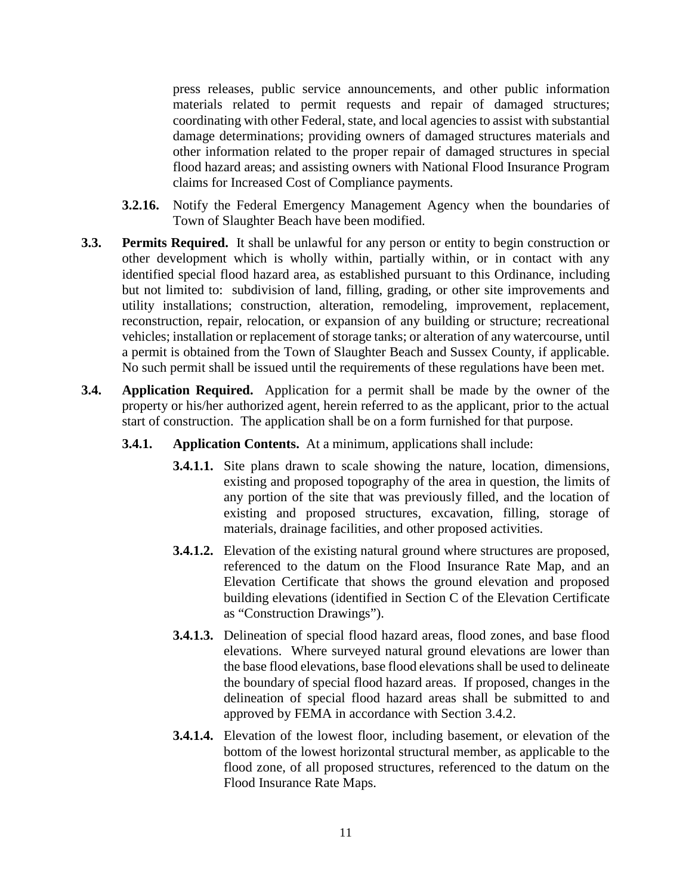press releases, public service announcements, and other public information materials related to permit requests and repair of damaged structures; coordinating with other Federal, state, and local agencies to assist with substantial damage determinations; providing owners of damaged structures materials and other information related to the proper repair of damaged structures in special flood hazard areas; and assisting owners with National Flood Insurance Program claims for Increased Cost of Compliance payments.

**3.2.16.** Notify the Federal Emergency Management Agency when the boundaries of Town of Slaughter Beach have been modified.

**3.3. Permits Required.** It shall be unlawful for any person or entity to begin construction or other development which is wholly within, partially within, or in contact with any identified special flood hazard area, as established pursuant to this Ordinance, including but not limited to: subdivision of land, filling, grading, or other site improvements and utility installations; construction, alteration, remodeling, improvement, replacement, reconstruction, repair, relocation, or expansion of any building or structure; recreational vehicles; installation or replacement of storage tanks; or alteration of any watercourse, until a permit is obtained from the Town of Slaughter Beach and Sussex County, if applicable. No such permit shall be issued until the requirements of these regulations have been met.

**3.4. Application Required.** Application for a permit shall be made by the owner of the property or his/her authorized agent, herein referred to as the applicant, prior to the actual start of construction. The application shall be on a form furnished for that purpose.

**3.4.1. Application Contents.** At a minimum, applications shall include:

**3.4.1.1.** Site plans drawn to scale showing the nature, location, dimensions, existing and proposed topography of the area in question, the limits of any portion of the site that was previously filled, and the location of existing and proposed structures, excavation, filling, storage of materials, drainage facilities, and other proposed activities.

**3.4.1.2.** Elevation of the existing natural ground where structures are proposed, referenced to the datum on the Flood Insurance Rate Map, and an Elevation Certificate that shows the ground elevation and proposed building elevations (identified in Section C of the Elevation Certificate as "Construction Drawings").

**3.4.1.3.** Delineation of special flood hazard areas, flood zones, and base flood elevations. Where surveyed natural ground elevations are lower than the base flood elevations, base flood elevations shall be used to delineate the boundary of special flood hazard areas. If proposed, changes in the delineation of special flood hazard areas shall be submitted to and approved by FEMA in accordance with Section 3.4.2.

**3.4.1.4.** Elevation of the lowest floor, including basement, or elevation of the bottom of the lowest horizontal structural member, as applicable to the flood zone, of all proposed structures, referenced to the datum on the Flood Insurance Rate Maps.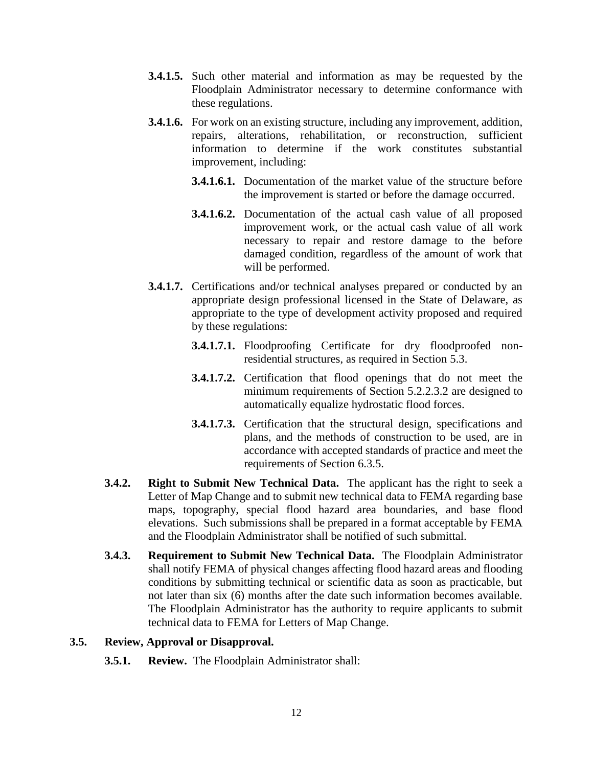**3.4.1.5.** Such other material and information as may be requested by the Floodplain Administrator necessary to determine conformance with these regulations.

**3.4.1.6.** For work on an existing structure, including any improvement, addition, repairs, alterations, rehabilitation, or reconstruction, sufficient information to determine if the work constitutes substantial improvement, including:

**3.4.1.6.1.** Documentation of the market value of the structure before the improvement is started or before the damage occurred.

**3.4.1.6.2.** Documentation of the actual cash value of all proposed improvement work, or the actual cash value of all work necessary to repair and restore damage to the before damaged condition, regardless of the amount of work that will be performed.

**3.4.1.7.** Certifications and/or technical analyses prepared or conducted by an appropriate design professional licensed in the State of Delaware, as appropriate to the type of development activity proposed and required by these regulations:

**3.4.1.7.1.** Floodproofing Certificate for dry floodproofed non-residential structures, as required in Section 5.3.

**3.4.1.7.2.** Certification that flood openings that do not meet the minimum requirements of Section 5.2.2.3.2 are designed to automatically equalize hydrostatic flood forces.

**3.4.1.7.3.** Certification that the structural design, specifications and plans, and the methods of construction to be used, are in accordance with accepted standards of practice and meet the requirements of Section 6.3.5.

**3.4.2. Right to Submit New Technical Data.** The applicant has the right to seek a Letter of Map Change and to submit new technical data to FEMA regarding base maps, topography, special flood hazard area boundaries, and base flood elevations. Such submissions shall be prepared in a format acceptable by FEMA and the Floodplain Administrator shall be notified of such submittal.

**3.4.3. Requirement to Submit New Technical Data.** The Floodplain Administrator shall notify FEMA of physical changes affecting flood hazard areas and flooding conditions by submitting technical or scientific data as soon as practicable, but not later than six (6) months after the date such information becomes available. The Floodplain Administrator has the authority to require applicants to submit technical data to FEMA for Letters of Map Change.

**3.5. Review, Approval or Disapproval.**

**3.5.1. Review.** The Floodplain Administrator shall: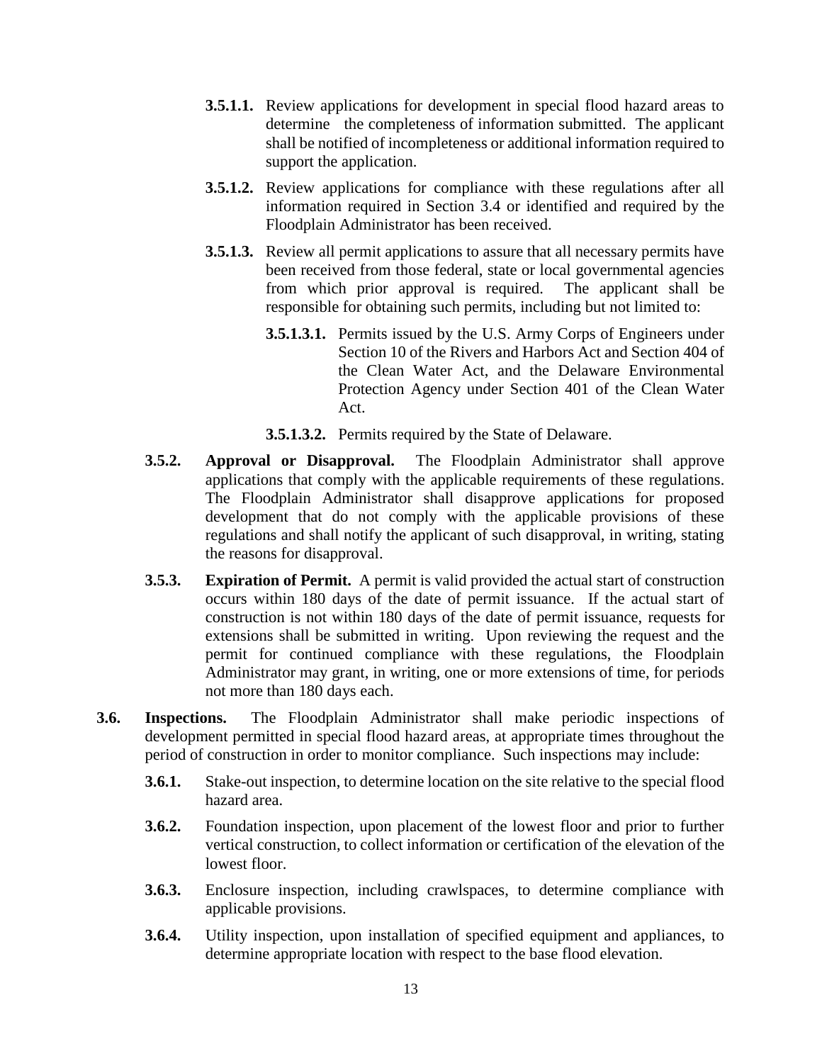**3.5.1.1.** Review applications for development in special flood hazard areas to determine the completeness of information submitted. The applicant shall be notified of incompleteness or additional information required to support the application.

**3.5.1.2.** Review applications for compliance with these regulations after all information required in Section 3.4 or identified and required by the Floodplain Administrator has been received.

**3.5.1.3.** Review all permit applications to assure that all necessary permits have been received from those federal, state or local governmental agencies from which prior approval is required. The applicant shall be responsible for obtaining such permits, including but not limited to:

**3.5.1.3.1.** Permits issued by the U.S. Army Corps of Engineers under Section 10 of the Rivers and Harbors Act and Section 404 of the Clean Water Act, and the Delaware Environmental Protection Agency under Section 401 of the Clean Water Act.

**3.5.1.3.2.** Permits required by the State of Delaware.

**3.5.2. Approval or Disapproval.** The Floodplain Administrator shall approve applications that comply with the applicable requirements of these regulations. The Floodplain Administrator shall disapprove applications for proposed development that do not comply with the applicable provisions of these regulations and shall notify the applicant of such disapproval, in writing, stating the reasons for disapproval.

**3.5.3. Expiration of Permit.** A permit is valid provided the actual start of construction occurs within 180 days of the date of permit issuance. If the actual start of construction is not within 180 days of the date of permit issuance, requests for extensions shall be submitted in writing. Upon reviewing the request and the permit for continued compliance with these regulations, the Floodplain Administrator may grant, in writing, one or more extensions of time, for periods not more than 180 days each.

**3.6. Inspections.** The Floodplain Administrator shall make periodic inspections of development permitted in special flood hazard areas, at appropriate times throughout the period of construction in order to monitor compliance. Such inspections may include:

**3.6.1.** Stake-out inspection, to determine location on the site relative to the special flood hazard area.

**3.6.2.** Foundation inspection, upon placement of the lowest floor and prior to further vertical construction, to collect information or certification of the elevation of the lowest floor.

**3.6.3.** Enclosure inspection, including crawlspaces, to determine compliance with applicable provisions.

**3.6.4.** Utility inspection, upon installation of specified equipment and appliances, to determine appropriate location with respect to the base flood elevation.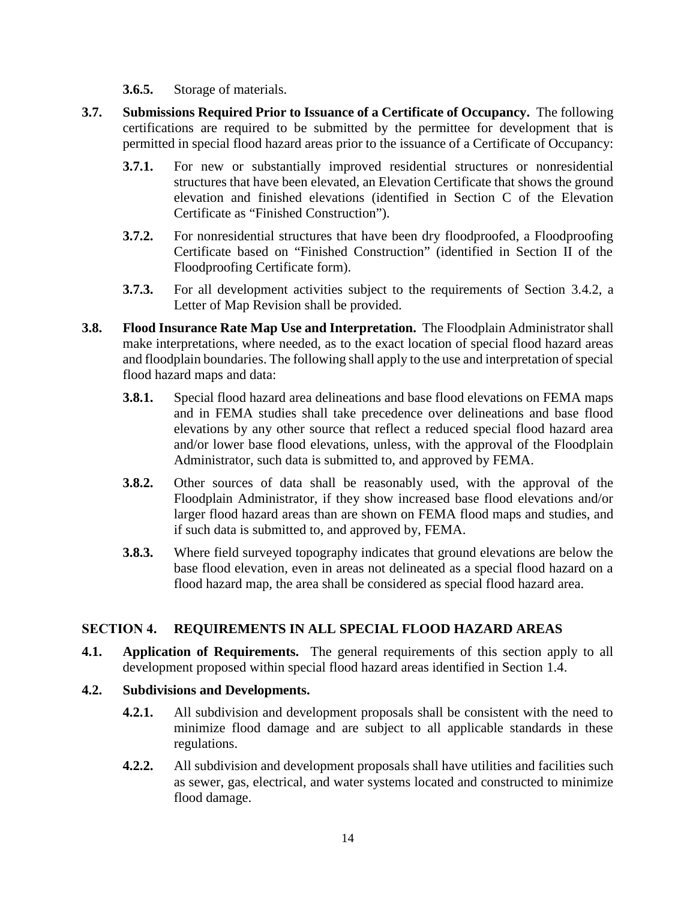**3.6.5.** Storage of materials.

**3.7. Submissions Required Prior to Issuance of a Certificate of Occupancy.** The following certifications are required to be submitted by the permittee for development that is permitted in special flood hazard areas prior to the issuance of a Certificate of Occupancy:

**3.7.1.** For new or substantially improved residential structures or nonresidential structures that have been elevated, an Elevation Certificate that shows the ground elevation and finished elevations (identified in Section C of the Elevation Certificate as "Finished Construction").

**3.7.2.** For nonresidential structures that have been dry floodproofed, a Floodproofing Certificate based on "Finished Construction" (identified in Section II of the Floodproofing Certificate form).

**3.7.3.** For all development activities subject to the requirements of Section 3.4.2, a Letter of Map Revision shall be provided.

**3.8. Flood Insurance Rate Map Use and Interpretation.** The Floodplain Administrator shall make interpretations, where needed, as to the exact location of special flood hazard areas and floodplain boundaries. The following shall apply to the use and interpretation of special flood hazard maps and data:

**3.8.1.** Special flood hazard area delineations and base flood elevations on FEMA maps and in FEMA studies shall take precedence over delineations and base flood elevations by any other source that reflect a reduced special flood hazard area and/or lower base flood elevations, unless, with the approval of the Floodplain Administrator, such data is submitted to, and approved by FEMA.

**3.8.2.** Other sources of data shall be reasonably used, with the approval of the Floodplain Administrator, if they show increased base flood elevations and/or larger flood hazard areas than are shown on FEMA flood maps and studies, and if such data is submitted to, and approved by, FEMA.

**3.8.3.** Where field surveyed topography indicates that ground elevations are below the base flood elevation, even in areas not delineated as a special flood hazard on a flood hazard map, the area shall be considered as special flood hazard area.

## SECTION 4. REQUIREMENTS IN ALL SPECIAL FLOOD HAZARD AREAS

**4.1. Application of Requirements.** The general requirements of this section apply to all development proposed within special flood hazard areas identified in Section 1.4.

**4.2. Subdivisions and Developments.**

**4.2.1.** All subdivision and development proposals shall be consistent with the need to minimize flood damage and are subject to all applicable standards in these regulations.

**4.2.2.** All subdivision and development proposals shall have utilities and facilities such as sewer, gas, electrical, and water systems located and constructed to minimize flood damage.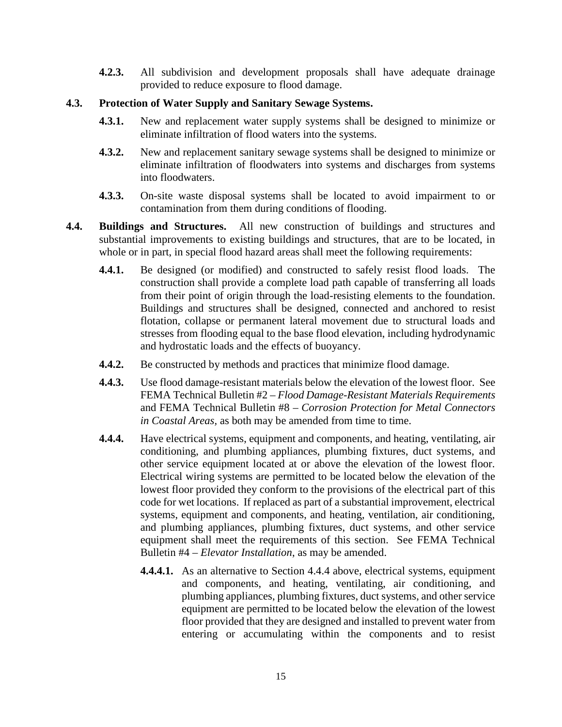**4.2.3.** All subdivision and development proposals shall have adequate drainage provided to reduce exposure to flood damage.

**4.3. Protection of Water Supply and Sanitary Sewage Systems.**

**4.3.1.** New and replacement water supply systems shall be designed to minimize or eliminate infiltration of flood waters into the systems.

**4.3.2.** New and replacement sanitary sewage systems shall be designed to minimize or eliminate infiltration of floodwaters into systems and discharges from systems into floodwaters.

**4.3.3.** On-site waste disposal systems shall be located to avoid impairment to or contamination from them during conditions of flooding.

**4.4. Buildings and Structures.** All new construction of buildings and structures and substantial improvements to existing buildings and structures, that are to be located, in whole or in part, in special flood hazard areas shall meet the following requirements:

**4.4.1.** Be designed (or modified) and constructed to safely resist flood loads. The construction shall provide a complete load path capable of transferring all loads from their point of origin through the load-resisting elements to the foundation. Buildings and structures shall be designed, connected and anchored to resist flotation, collapse or permanent lateral movement due to structural loads and stresses from flooding equal to the base flood elevation, including hydrodynamic and hydrostatic loads and the effects of buoyancy.

**4.4.2.** Be constructed by methods and practices that minimize flood damage.

**4.4.3.** Use flood damage-resistant materials below the elevation of the lowest floor. See FEMA Technical Bulletin #2 – *Flood Damage-Resistant Materials Requirements* and FEMA Technical Bulletin #8 – *Corrosion Protection for Metal Connectors in Coastal Areas*, as both may be amended from time to time.

**4.4.4.** Have electrical systems, equipment and components, and heating, ventilating, air conditioning, and plumbing appliances, plumbing fixtures, duct systems, and other service equipment located at or above the elevation of the lowest floor. Electrical wiring systems are permitted to be located below the elevation of the lowest floor provided they conform to the provisions of the electrical part of this code for wet locations. If replaced as part of a substantial improvement, electrical systems, equipment and components, and heating, ventilation, air conditioning, and plumbing appliances, plumbing fixtures, duct systems, and other service equipment shall meet the requirements of this section. See FEMA Technical Bulletin #4 – *Elevator Installation*, as may be amended.

**4.4.4.1.** As an alternative to Section 4.4.4 above, electrical systems, equipment and components, and heating, ventilating, air conditioning, and plumbing appliances, plumbing fixtures, duct systems, and other service equipment are permitted to be located below the elevation of the lowest floor provided that they are designed and installed to prevent water from entering or accumulating within the components and to resist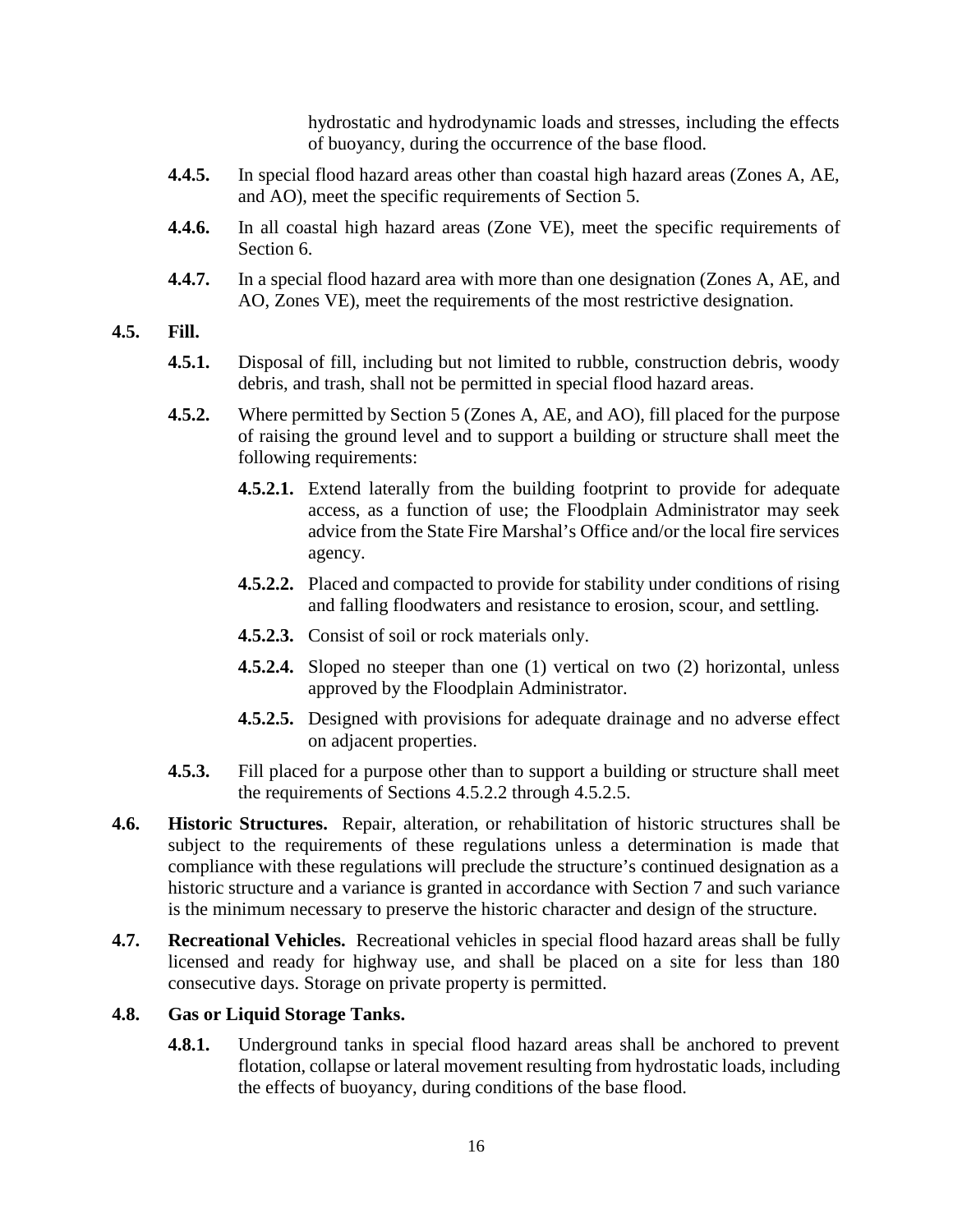hydrostatic and hydrodynamic loads and stresses, including the effects of buoyancy, during the occurrence of the base flood.

**4.4.5.** In special flood hazard areas other than coastal high hazard areas (Zones A, AE, and AO), meet the specific requirements of Section 5.

**4.4.6.** In all coastal high hazard areas (Zone VE), meet the specific requirements of Section 6.

**4.4.7.** In a special flood hazard area with more than one designation (Zones A, AE, and AO, Zones VE), meet the requirements of the most restrictive designation.

**4.5. Fill.**

**4.5.1.** Disposal of fill, including but not limited to rubble, construction debris, woody debris, and trash, shall not be permitted in special flood hazard areas.

**4.5.2.** Where permitted by Section 5 (Zones A, AE, and AO), fill placed for the purpose of raising the ground level and to support a building or structure shall meet the following requirements:

**4.5.2.1.** Extend laterally from the building footprint to provide for adequate access, as a function of use; the Floodplain Administrator may seek advice from the State Fire Marshal's Office and/or the local fire services agency.

**4.5.2.2.** Placed and compacted to provide for stability under conditions of rising and falling floodwaters and resistance to erosion, scour, and settling.

**4.5.2.3.** Consist of soil or rock materials only.

**4.5.2.4.** Sloped no steeper than one (1) vertical on two (2) horizontal, unless approved by the Floodplain Administrator.

**4.5.2.5.** Designed with provisions for adequate drainage and no adverse effect on adjacent properties.

**4.5.3.** Fill placed for a purpose other than to support a building or structure shall meet the requirements of Sections 4.5.2.2 through 4.5.2.5.

**4.6. Historic Structures.** Repair, alteration, or rehabilitation of historic structures shall be subject to the requirements of these regulations unless a determination is made that compliance with these regulations will preclude the structure's continued designation as a historic structure and a variance is granted in accordance with Section 7 and such variance is the minimum necessary to preserve the historic character and design of the structure.

**4.7. Recreational Vehicles.** Recreational vehicles in special flood hazard areas shall be fully licensed and ready for highway use, and shall be placed on a site for less than 180 consecutive days. Storage on private property is permitted.

**4.8. Gas or Liquid Storage Tanks.**

**4.8.1.** Underground tanks in special flood hazard areas shall be anchored to prevent flotation, collapse or lateral movement resulting from hydrostatic loads, including the effects of buoyancy, during conditions of the base flood.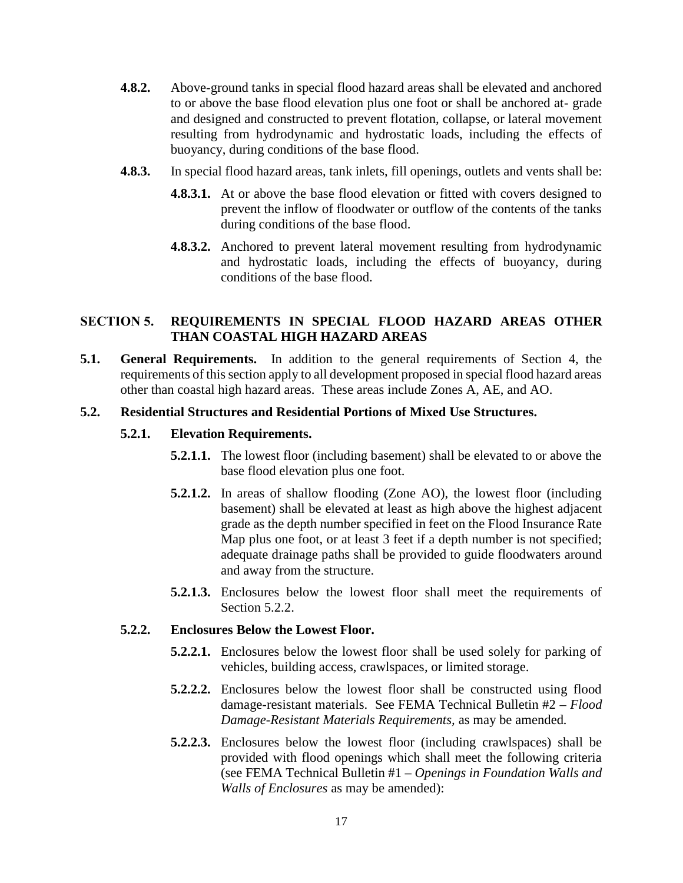**4.8.2.** Above-ground tanks in special flood hazard areas shall be elevated and anchored to or above the base flood elevation plus one foot or shall be anchored at- grade and designed and constructed to prevent flotation, collapse, or lateral movement resulting from hydrodynamic and hydrostatic loads, including the effects of buoyancy, during conditions of the base flood.

**4.8.3.** In special flood hazard areas, tank inlets, fill openings, outlets and vents shall be:

**4.8.3.1.** At or above the base flood elevation or fitted with covers designed to prevent the inflow of floodwater or outflow of the contents of the tanks during conditions of the base flood.

**4.8.3.2.** Anchored to prevent lateral movement resulting from hydrodynamic and hydrostatic loads, including the effects of buoyancy, during conditions of the base flood.

## SECTION 5. REQUIREMENTS IN SPECIAL FLOOD HAZARD AREAS OTHER THAN COASTAL HIGH HAZARD AREAS

**5.1. General Requirements.** In addition to the general requirements of Section 4, the requirements of this section apply to all development proposed in special flood hazard areas other than coastal high hazard areas. These areas include Zones A, AE, and AO.

**5.2. Residential Structures and Residential Portions of Mixed Use Structures.**

**5.2.1. Elevation Requirements.**

**5.2.1.1.** The lowest floor (including basement) shall be elevated to or above the base flood elevation plus one foot.

**5.2.1.2.** In areas of shallow flooding (Zone AO), the lowest floor (including basement) shall be elevated at least as high above the highest adjacent grade as the depth number specified in feet on the Flood Insurance Rate Map plus one foot, or at least 3 feet if a depth number is not specified; adequate drainage paths shall be provided to guide floodwaters around and away from the structure.

**5.2.1.3.** Enclosures below the lowest floor shall meet the requirements of Section 5.2.2.

**5.2.2. Enclosures Below the Lowest Floor.**

**5.2.2.1.** Enclosures below the lowest floor shall be used solely for parking of vehicles, building access, crawlspaces, or limited storage.

**5.2.2.2.** Enclosures below the lowest floor shall be constructed using flood damage-resistant materials. See FEMA Technical Bulletin #2 – *Flood Damage-Resistant Materials Requirements,* as may be amended*.*

**5.2.2.3.** Enclosures below the lowest floor (including crawlspaces) shall be provided with flood openings which shall meet the following criteria (see FEMA Technical Bulletin #1 – *Openings in Foundation Walls and Walls of Enclosures* as may be amended):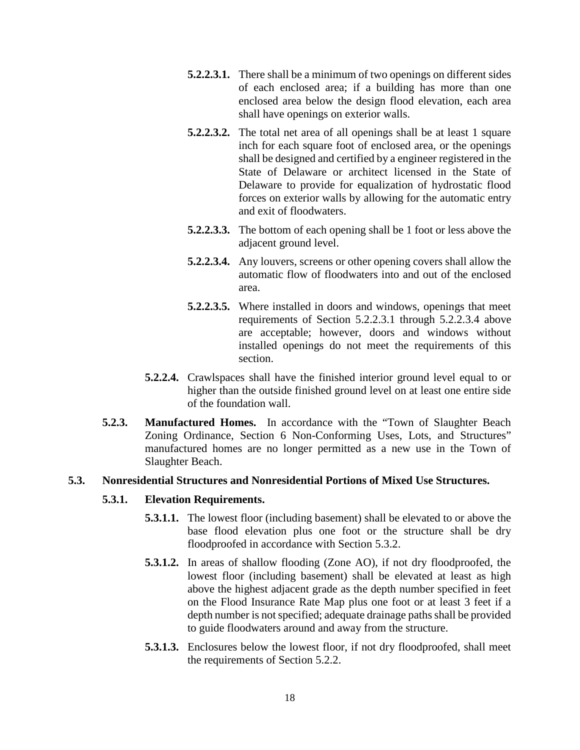**5.2.2.3.1.** There shall be a minimum of two openings on different sides of each enclosed area; if a building has more than one enclosed area below the design flood elevation, each area shall have openings on exterior walls.

**5.2.2.3.2.** The total net area of all openings shall be at least 1 square inch for each square foot of enclosed area, or the openings shall be designed and certified by a engineer registered in the State of Delaware or architect licensed in the State of Delaware to provide for equalization of hydrostatic flood forces on exterior walls by allowing for the automatic entry and exit of floodwaters.

**5.2.2.3.3.** The bottom of each opening shall be 1 foot or less above the adjacent ground level.

**5.2.2.3.4.** Any louvers, screens or other opening covers shall allow the automatic flow of floodwaters into and out of the enclosed area.

**5.2.2.3.5.** Where installed in doors and windows, openings that meet requirements of Section 5.2.2.3.1 through 5.2.2.3.4 above are acceptable; however, doors and windows without installed openings do not meet the requirements of this section.

**5.2.2.4.** Crawlspaces shall have the finished interior ground level equal to or higher than the outside finished ground level on at least one entire side of the foundation wall.

**5.2.3. Manufactured Homes.** In accordance with the "Town of Slaughter Beach Zoning Ordinance, Section 6 Non-Conforming Uses, Lots, and Structures" manufactured homes are no longer permitted as a new use in the Town of Slaughter Beach.

**5.3. Nonresidential Structures and Nonresidential Portions of Mixed Use Structures.**

**5.3.1. Elevation Requirements.**

**5.3.1.1.** The lowest floor (including basement) shall be elevated to or above the base flood elevation plus one foot or the structure shall be dry floodproofed in accordance with Section 5.3.2.

**5.3.1.2.** In areas of shallow flooding (Zone AO), if not dry floodproofed, the lowest floor (including basement) shall be elevated at least as high above the highest adjacent grade as the depth number specified in feet on the Flood Insurance Rate Map plus one foot or at least 3 feet if a depth number is not specified; adequate drainage paths shall be provided to guide floodwaters around and away from the structure.

**5.3.1.3.** Enclosures below the lowest floor, if not dry floodproofed, shall meet the requirements of Section 5.2.2.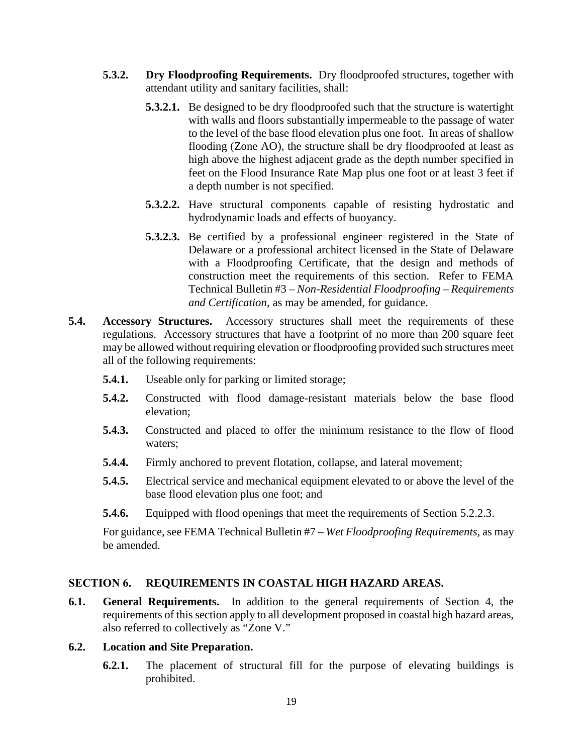**5.3.2. Dry Floodproofing Requirements.** Dry floodproofed structures, together with attendant utility and sanitary facilities, shall:

**5.3.2.1.** Be designed to be dry floodproofed such that the structure is watertight with walls and floors substantially impermeable to the passage of water to the level of the base flood elevation plus one foot. In areas of shallow flooding (Zone AO), the structure shall be dry floodproofed at least as high above the highest adjacent grade as the depth number specified in feet on the Flood Insurance Rate Map plus one foot or at least 3 feet if a depth number is not specified.

**5.3.2.2.** Have structural components capable of resisting hydrostatic and hydrodynamic loads and effects of buoyancy.

**5.3.2.3.** Be certified by a professional engineer registered in the State of Delaware or a professional architect licensed in the State of Delaware with a Floodproofing Certificate, that the design and methods of construction meet the requirements of this section. Refer to FEMA Technical Bulletin #3 – *Non-Residential Floodproofing – Requirements and Certification*, as may be amended, for guidance.

**5.4. Accessory Structures.** Accessory structures shall meet the requirements of these regulations. Accessory structures that have a footprint of no more than 200 square feet may be allowed without requiring elevation or floodproofing provided such structures meet all of the following requirements:

**5.4.1.** Useable only for parking or limited storage;

**5.4.2.** Constructed with flood damage-resistant materials below the base flood elevation;

**5.4.3.** Constructed and placed to offer the minimum resistance to the flow of flood waters;

**5.4.4.** Firmly anchored to prevent flotation, collapse, and lateral movement;

**5.4.5.** Electrical service and mechanical equipment elevated to or above the level of the base flood elevation plus one foot; and

**5.4.6.** Equipped with flood openings that meet the requirements of Section 5.2.2.3.

For guidance, see FEMA Technical Bulletin #7 – *Wet Floodproofing Requirements*, as may be amended.

## SECTION 6. REQUIREMENTS IN COASTAL HIGH HAZARD AREAS.

**6.1. General Requirements.** In addition to the general requirements of Section 4, the requirements of this section apply to all development proposed in coastal high hazard areas, also referred to collectively as "Zone V."

**6.2. Location and Site Preparation.**

**6.2.1.** The placement of structural fill for the purpose of elevating buildings is prohibited.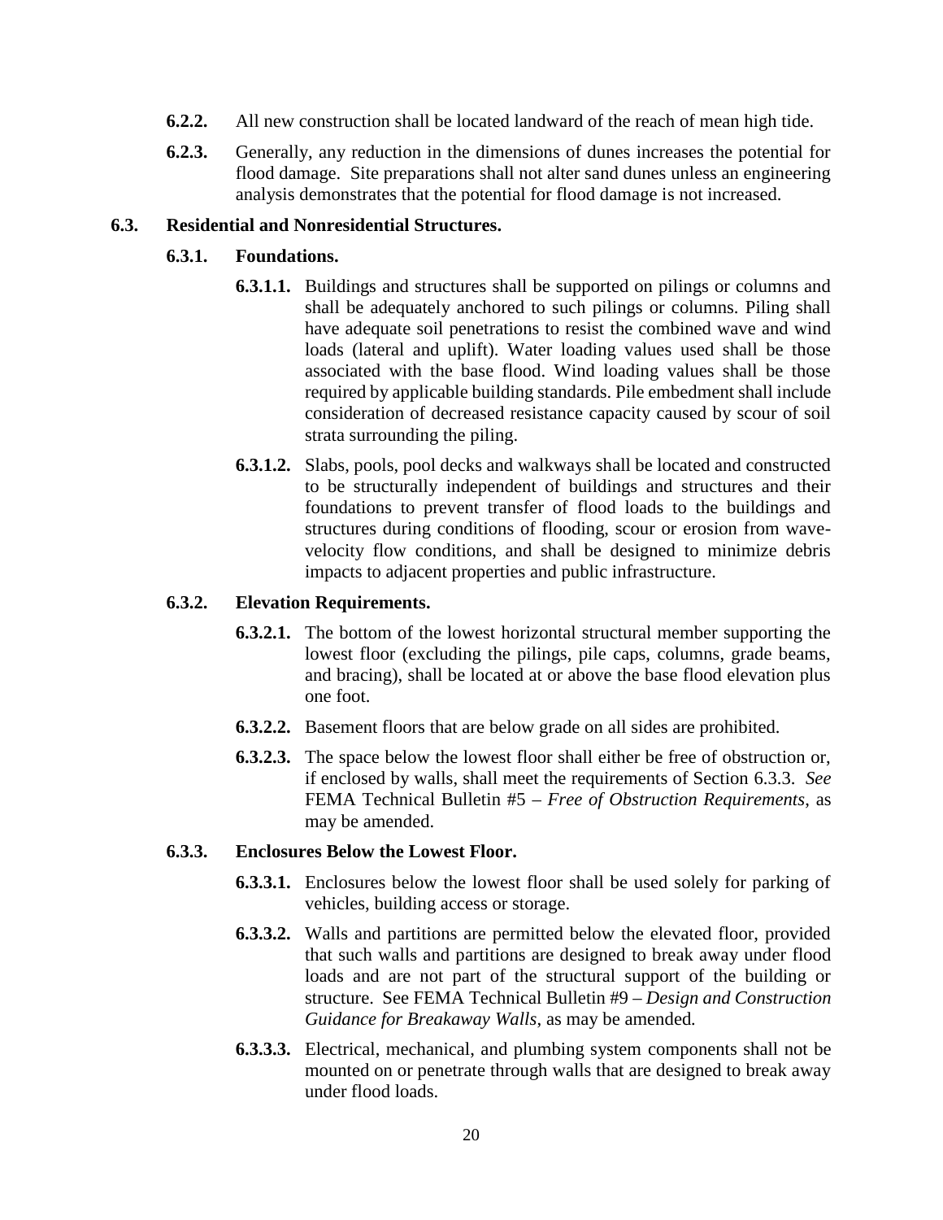**6.2.2.** All new construction shall be located landward of the reach of mean high tide.

**6.2.3.** Generally, any reduction in the dimensions of dunes increases the potential for flood damage. Site preparations shall not alter sand dunes unless an engineering analysis demonstrates that the potential for flood damage is not increased.

## 6.3. Residential and Nonresidential Structures.

### 6.3.1. Foundations.

**6.3.1.1.** Buildings and structures shall be supported on pilings or columns and shall be adequately anchored to such pilings or columns. Piling shall have adequate soil penetrations to resist the combined wave and wind loads (lateral and uplift). Water loading values used shall be those associated with the base flood. Wind loading values shall be those required by applicable building standards. Pile embedment shall include consideration of decreased resistance capacity caused by scour of soil strata surrounding the piling.

**6.3.1.2.** Slabs, pools, pool decks and walkways shall be located and constructed to be structurally independent of buildings and structures and their foundations to prevent transfer of flood loads to the buildings and structures during conditions of flooding, scour or erosion from wave-velocity flow conditions, and shall be designed to minimize debris impacts to adjacent properties and public infrastructure.

### 6.3.2. Elevation Requirements.

**6.3.2.1.** The bottom of the lowest horizontal structural member supporting the lowest floor (excluding the pilings, pile caps, columns, grade beams, and bracing), shall be located at or above the base flood elevation plus one foot.

**6.3.2.2.** Basement floors that are below grade on all sides are prohibited.

**6.3.2.3.** The space below the lowest floor shall either be free of obstruction or, if enclosed by walls, shall meet the requirements of Section 6.3.3. *See* FEMA Technical Bulletin #5 – *Free of Obstruction Requirements*, as may be amended.

### 6.3.3. Enclosures Below the Lowest Floor.

**6.3.3.1.** Enclosures below the lowest floor shall be used solely for parking of vehicles, building access or storage.

**6.3.3.2.** Walls and partitions are permitted below the elevated floor, provided that such walls and partitions are designed to break away under flood loads and are not part of the structural support of the building or structure. See FEMA Technical Bulletin #9 – *Design and Construction Guidance for Breakaway Walls*, as may be amended.

**6.3.3.3.** Electrical, mechanical, and plumbing system components shall not be mounted on or penetrate through walls that are designed to break away under flood loads.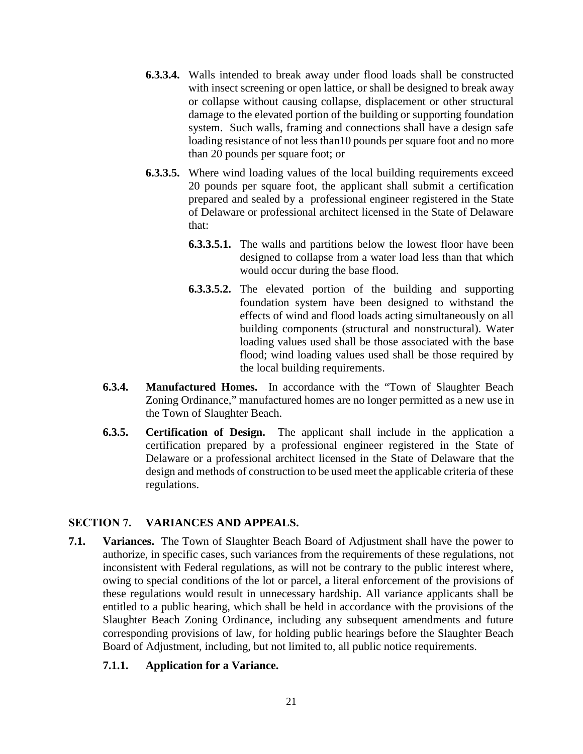**6.3.3.4.** Walls intended to break away under flood loads shall be constructed with insect screening or open lattice, or shall be designed to break away or collapse without causing collapse, displacement or other structural damage to the elevated portion of the building or supporting foundation system. Such walls, framing and connections shall have a design safe loading resistance of not less than10 pounds per square foot and no more than 20 pounds per square foot; or

**6.3.3.5.** Where wind loading values of the local building requirements exceed 20 pounds per square foot, the applicant shall submit a certification prepared and sealed by a professional engineer registered in the State of Delaware or professional architect licensed in the State of Delaware that:

**6.3.3.5.1.** The walls and partitions below the lowest floor have been designed to collapse from a water load less than that which would occur during the base flood.

**6.3.3.5.2.** The elevated portion of the building and supporting foundation system have been designed to withstand the effects of wind and flood loads acting simultaneously on all building components (structural and nonstructural). Water loading values used shall be those associated with the base flood; wind loading values used shall be those required by the local building requirements.

**6.3.4. Manufactured Homes.** In accordance with the "Town of Slaughter Beach Zoning Ordinance," manufactured homes are no longer permitted as a new use in the Town of Slaughter Beach.

**6.3.5. Certification of Design.** The applicant shall include in the application a certification prepared by a professional engineer registered in the State of Delaware or a professional architect licensed in the State of Delaware that the design and methods of construction to be used meet the applicable criteria of these regulations.

## SECTION 7. VARIANCES AND APPEALS.

**7.1. Variances.** The Town of Slaughter Beach Board of Adjustment shall have the power to authorize, in specific cases, such variances from the requirements of these regulations, not inconsistent with Federal regulations, as will not be contrary to the public interest where, owing to special conditions of the lot or parcel, a literal enforcement of the provisions of these regulations would result in unnecessary hardship. All variance applicants shall be entitled to a public hearing, which shall be held in accordance with the provisions of the Slaughter Beach Zoning Ordinance, including any subsequent amendments and future corresponding provisions of law, for holding public hearings before the Slaughter Beach Board of Adjustment, including, but not limited to, all public notice requirements.

**7.1.1. Application for a Variance.**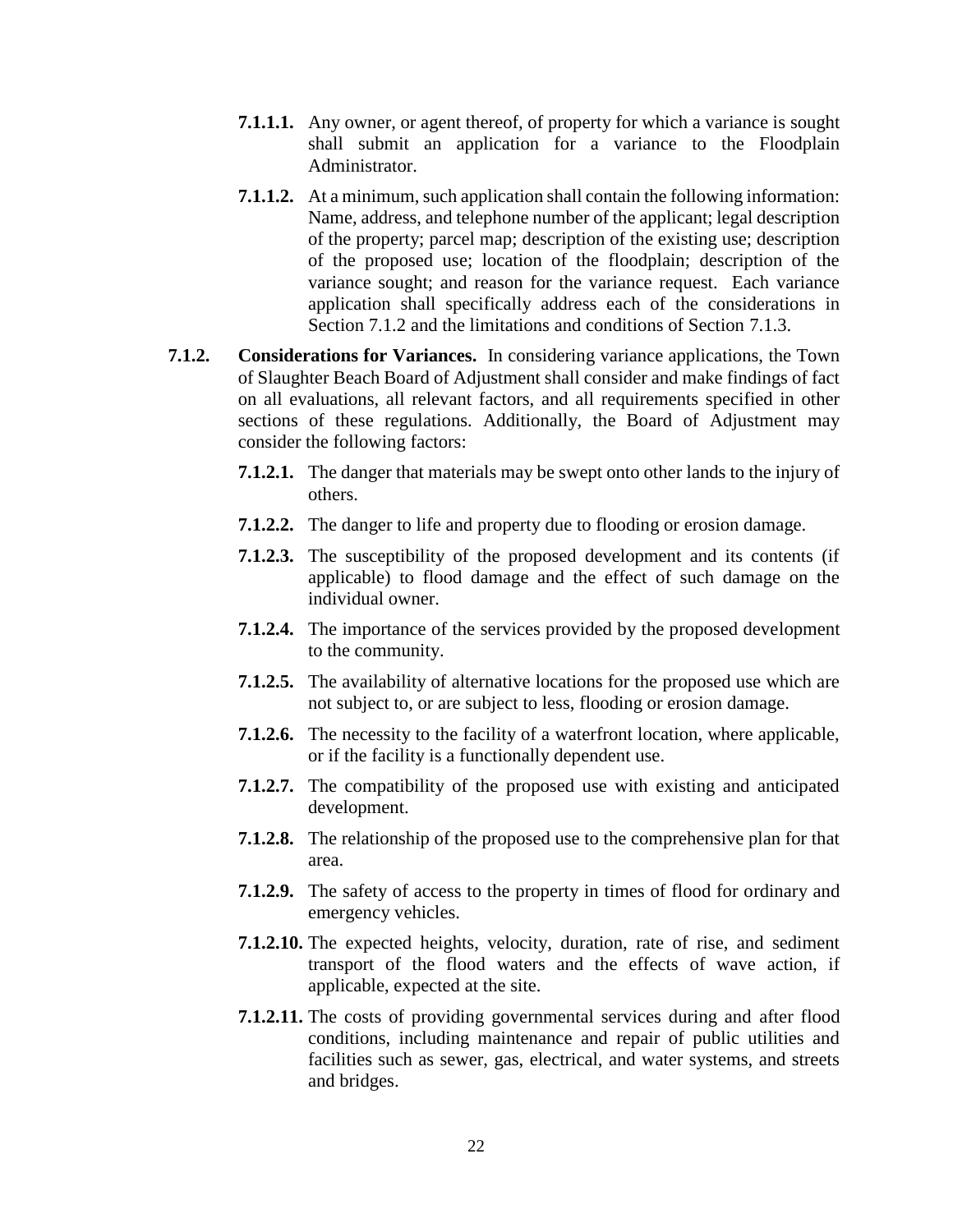**7.1.1.1.** Any owner, or agent thereof, of property for which a variance is sought shall submit an application for a variance to the Floodplain Administrator.

**7.1.1.2.** At a minimum, such application shall contain the following information: Name, address, and telephone number of the applicant; legal description of the property; parcel map; description of the existing use; description of the proposed use; location of the floodplain; description of the variance sought; and reason for the variance request. Each variance application shall specifically address each of the considerations in Section 7.1.2 and the limitations and conditions of Section 7.1.3.

**7.1.2. Considerations for Variances.** In considering variance applications, the Town of Slaughter Beach Board of Adjustment shall consider and make findings of fact on all evaluations, all relevant factors, and all requirements specified in other sections of these regulations. Additionally, the Board of Adjustment may consider the following factors:

**7.1.2.1.** The danger that materials may be swept onto other lands to the injury of others.

**7.1.2.2.** The danger to life and property due to flooding or erosion damage.

**7.1.2.3.** The susceptibility of the proposed development and its contents (if applicable) to flood damage and the effect of such damage on the individual owner.

**7.1.2.4.** The importance of the services provided by the proposed development to the community.

**7.1.2.5.** The availability of alternative locations for the proposed use which are not subject to, or are subject to less, flooding or erosion damage.

**7.1.2.6.** The necessity to the facility of a waterfront location, where applicable, or if the facility is a functionally dependent use.

**7.1.2.7.** The compatibility of the proposed use with existing and anticipated development.

**7.1.2.8.** The relationship of the proposed use to the comprehensive plan for that area.

**7.1.2.9.** The safety of access to the property in times of flood for ordinary and emergency vehicles.

**7.1.2.10.** The expected heights, velocity, duration, rate of rise, and sediment transport of the flood waters and the effects of wave action, if applicable, expected at the site.

**7.1.2.11.** The costs of providing governmental services during and after flood conditions, including maintenance and repair of public utilities and facilities such as sewer, gas, electrical, and water systems, and streets and bridges.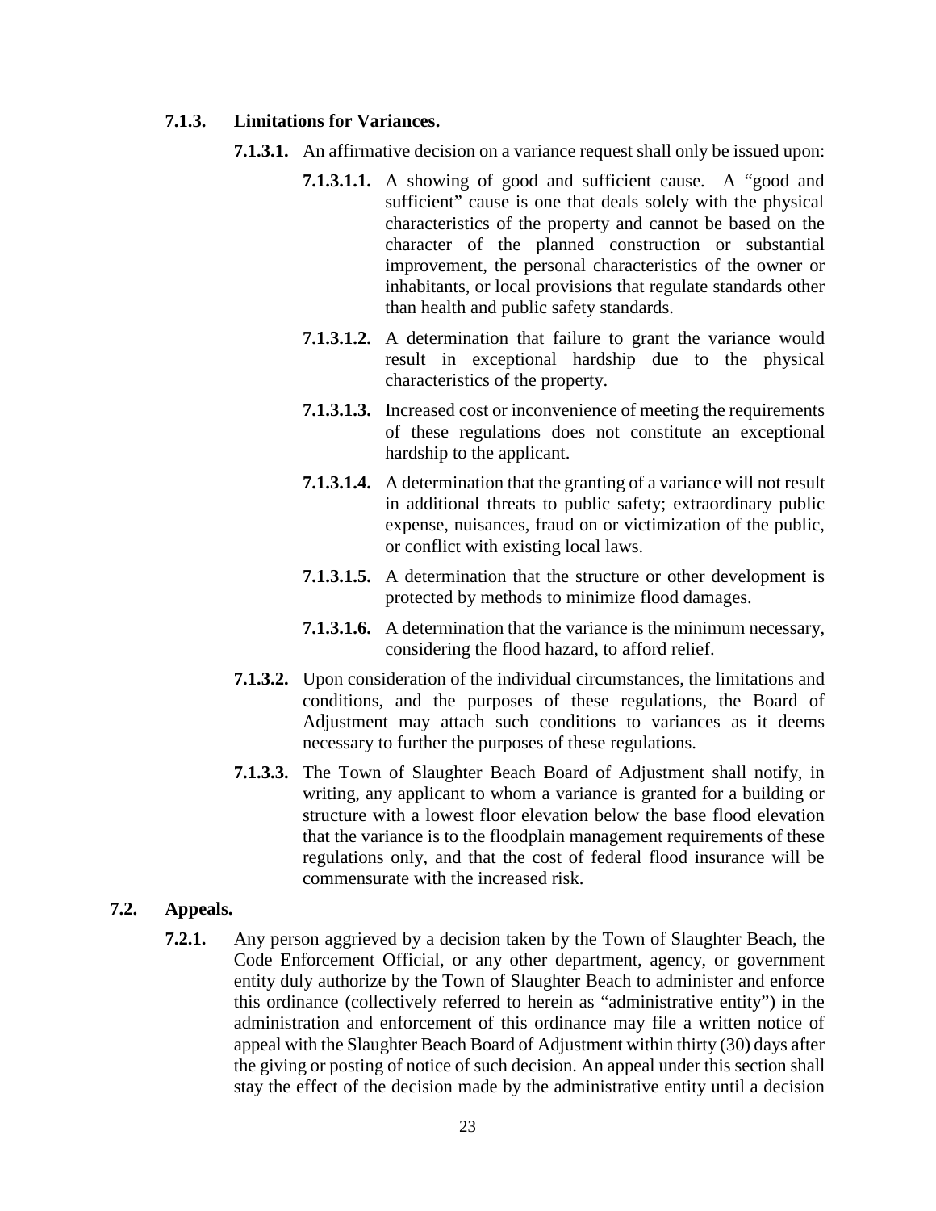**7.1.3. Limitations for Variances.**

**7.1.3.1.** An affirmative decision on a variance request shall only be issued upon:

**7.1.3.1.1.** A showing of good and sufficient cause. A "good and sufficient" cause is one that deals solely with the physical characteristics of the property and cannot be based on the character of the planned construction or substantial improvement, the personal characteristics of the owner or inhabitants, or local provisions that regulate standards other than health and public safety standards.

**7.1.3.1.2.** A determination that failure to grant the variance would result in exceptional hardship due to the physical characteristics of the property.

**7.1.3.1.3.** Increased cost or inconvenience of meeting the requirements of these regulations does not constitute an exceptional hardship to the applicant.

**7.1.3.1.4.** A determination that the granting of a variance will not result in additional threats to public safety; extraordinary public expense, nuisances, fraud on or victimization of the public, or conflict with existing local laws.

**7.1.3.1.5.** A determination that the structure or other development is protected by methods to minimize flood damages.

**7.1.3.1.6.** A determination that the variance is the minimum necessary, considering the flood hazard, to afford relief.

**7.1.3.2.** Upon consideration of the individual circumstances, the limitations and conditions, and the purposes of these regulations, the Board of Adjustment may attach such conditions to variances as it deems necessary to further the purposes of these regulations.

**7.1.3.3.** The Town of Slaughter Beach Board of Adjustment shall notify, in writing, any applicant to whom a variance is granted for a building or structure with a lowest floor elevation below the base flood elevation that the variance is to the floodplain management requirements of these regulations only, and that the cost of federal flood insurance will be commensurate with the increased risk.

**7.2. Appeals.**

**7.2.1.** Any person aggrieved by a decision taken by the Town of Slaughter Beach, the Code Enforcement Official, or any other department, agency, or government entity duly authorize by the Town of Slaughter Beach to administer and enforce this ordinance (collectively referred to herein as "administrative entity") in the administration and enforcement of this ordinance may file a written notice of appeal with the Slaughter Beach Board of Adjustment within thirty (30) days after the giving or posting of notice of such decision. An appeal under this section shall stay the effect of the decision made by the administrative entity until a decision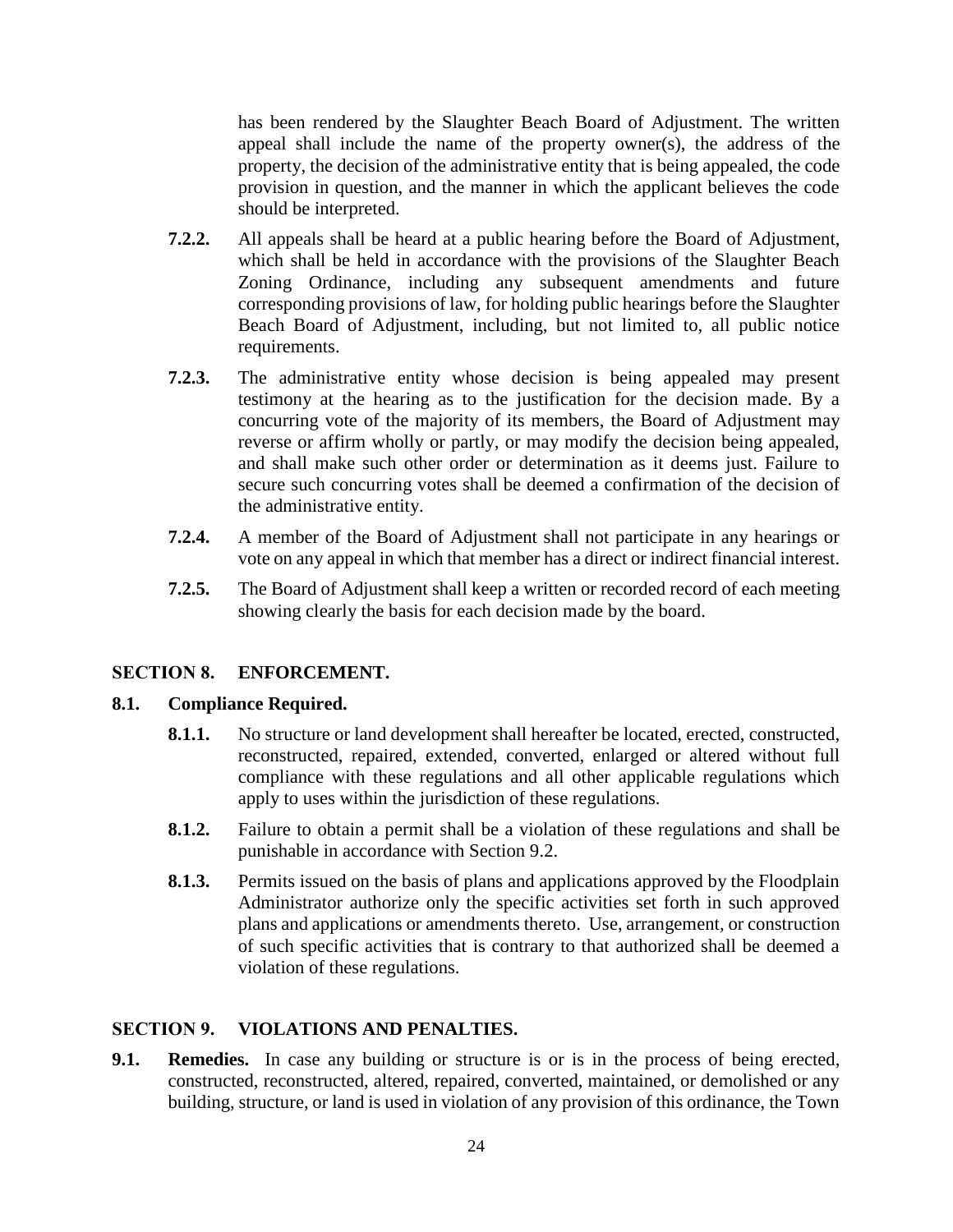has been rendered by the Slaughter Beach Board of Adjustment. The written appeal shall include the name of the property owner(s), the address of the property, the decision of the administrative entity that is being appealed, the code provision in question, and the manner in which the applicant believes the code should be interpreted.

**7.2.2.** All appeals shall be heard at a public hearing before the Board of Adjustment, which shall be held in accordance with the provisions of the Slaughter Beach Zoning Ordinance, including any subsequent amendments and future corresponding provisions of law, for holding public hearings before the Slaughter Beach Board of Adjustment, including, but not limited to, all public notice requirements.

**7.2.3.** The administrative entity whose decision is being appealed may present testimony at the hearing as to the justification for the decision made. By a concurring vote of the majority of its members, the Board of Adjustment may reverse or affirm wholly or partly, or may modify the decision being appealed, and shall make such other order or determination as it deems just. Failure to secure such concurring votes shall be deemed a confirmation of the decision of the administrative entity.

**7.2.4.** A member of the Board of Adjustment shall not participate in any hearings or vote on any appeal in which that member has a direct or indirect financial interest.

**7.2.5.** The Board of Adjustment shall keep a written or recorded record of each meeting showing clearly the basis for each decision made by the board.

## SECTION 8. ENFORCEMENT.

### 8.1. Compliance Required.

**8.1.1.** No structure or land development shall hereafter be located, erected, constructed, reconstructed, repaired, extended, converted, enlarged or altered without full compliance with these regulations and all other applicable regulations which apply to uses within the jurisdiction of these regulations.

**8.1.2.** Failure to obtain a permit shall be a violation of these regulations and shall be punishable in accordance with Section 9.2.

**8.1.3.** Permits issued on the basis of plans and applications approved by the Floodplain Administrator authorize only the specific activities set forth in such approved plans and applications or amendments thereto. Use, arrangement, or construction of such specific activities that is contrary to that authorized shall be deemed a violation of these regulations.

## SECTION 9. VIOLATIONS AND PENALTIES.

**9.1. Remedies.** In case any building or structure is or is in the process of being erected, constructed, reconstructed, altered, repaired, converted, maintained, or demolished or any building, structure, or land is used in violation of any provision of this ordinance, the Town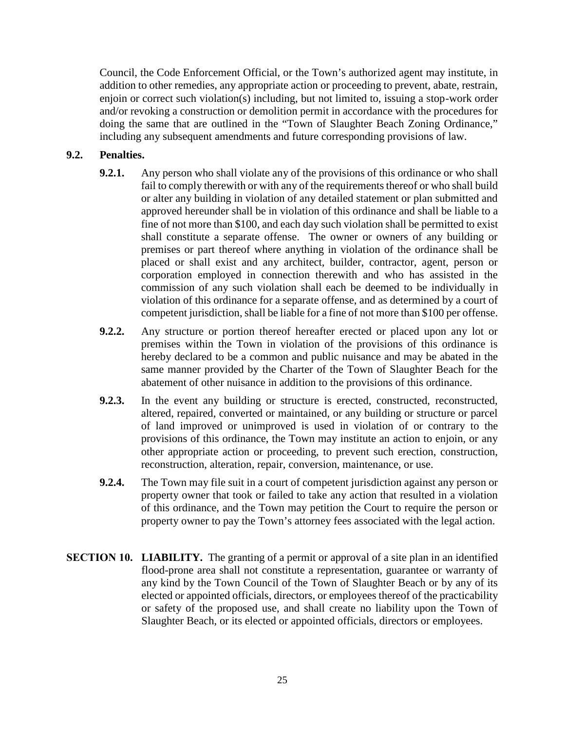Council, the Code Enforcement Official, or the Town's authorized agent may institute, in addition to other remedies, any appropriate action or proceeding to prevent, abate, restrain, enjoin or correct such violation(s) including, but not limited to, issuing a stop-work order and/or revoking a construction or demolition permit in accordance with the procedures for doing the same that are outlined in the "Town of Slaughter Beach Zoning Ordinance," including any subsequent amendments and future corresponding provisions of law.

**9.2. Penalties.**

**9.2.1.** Any person who shall violate any of the provisions of this ordinance or who shall fail to comply therewith or with any of the requirements thereof or who shall build or alter any building in violation of any detailed statement or plan submitted and approved hereunder shall be in violation of this ordinance and shall be liable to a fine of not more than $100, and each day such violation shall be permitted to exist shall constitute a separate offense. The owner or owners of any building or premises or part thereof where anything in violation of the ordinance shall be placed or shall exist and any architect, builder, contractor, agent, person or corporation employed in connection therewith and who has assisted in the commission of any such violation shall each be deemed to be individually in violation of this ordinance for a separate offense, and as determined by a court of competent jurisdiction, shall be liable for a fine of not more than $100 per offense.

**9.2.2.** Any structure or portion thereof hereafter erected or placed upon any lot or premises within the Town in violation of the provisions of this ordinance is hereby declared to be a common and public nuisance and may be abated in the same manner provided by the Charter of the Town of Slaughter Beach for the abatement of other nuisance in addition to the provisions of this ordinance.

**9.2.3.** In the event any building or structure is erected, constructed, reconstructed, altered, repaired, converted or maintained, or any building or structure or parcel of land improved or unimproved is used in violation of or contrary to the provisions of this ordinance, the Town may institute an action to enjoin, or any other appropriate action or proceeding, to prevent such erection, construction, reconstruction, alteration, repair, conversion, maintenance, or use.

**9.2.4.** The Town may file suit in a court of competent jurisdiction against any person or property owner that took or failed to take any action that resulted in a violation of this ordinance, and the Town may petition the Court to require the person or property owner to pay the Town's attorney fees associated with the legal action.

**SECTION 10. LIABILITY.** The granting of a permit or approval of a site plan in an identified flood-prone area shall not constitute a representation, guarantee or warranty of any kind by the Town Council of the Town of Slaughter Beach or by any of its elected or appointed officials, directors, or employees thereof of the practicability or safety of the proposed use, and shall create no liability upon the Town of Slaughter Beach, or its elected or appointed officials, directors or employees.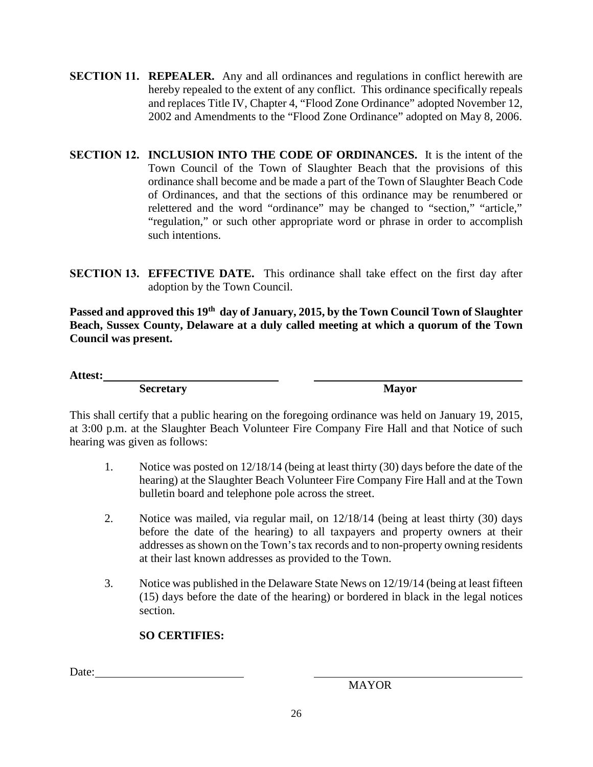**SECTION 11. REPEALER.** Any and all ordinances and regulations in conflict herewith are hereby repealed to the extent of any conflict. This ordinance specifically repeals and replaces Title IV, Chapter 4, "Flood Zone Ordinance" adopted November 12, 2002 and Amendments to the "Flood Zone Ordinance" adopted on May 8, 2006.

**SECTION 12. INCLUSION INTO THE CODE OF ORDINANCES.** It is the intent of the Town Council of the Town of Slaughter Beach that the provisions of this ordinance shall become and be made a part of the Town of Slaughter Beach Code of Ordinances, and that the sections of this ordinance may be renumbered or relettered and the word "ordinance" may be changed to "section," "article," "regulation," or such other appropriate word or phrase in order to accomplish such intentions.

**SECTION 13. EFFECTIVE DATE.** This ordinance shall take effect on the first day after adoption by the Town Council.

**Passed and approved this 19th day of January, 2015, by the Town Council Town of Slaughter Beach, Sussex County, Delaware at a duly called meeting at which a quorum of the Town Council was present.**

**Attest:** ______________________________ ______________________________

**Secretary** **Mayor**

This shall certify that a public hearing on the foregoing ordinance was held on January 19, 2015, at 3:00 p.m. at the Slaughter Beach Volunteer Fire Company Fire Hall and that Notice of such hearing was given as follows:

1. Notice was posted on 12/18/14 (being at least thirty (30) days before the date of the hearing) at the Slaughter Beach Volunteer Fire Company Fire Hall and at the Town bulletin board and telephone pole across the street.

2. Notice was mailed, via regular mail, on 12/18/14 (being at least thirty (30) days before the date of the hearing) to all taxpayers and property owners at their addresses as shown on the Town's tax records and to non-property owning residents at their last known addresses as provided to the Town.

3. Notice was published in the Delaware State News on 12/19/14 (being at least fifteen (15) days before the date of the hearing) or bordered in black in the legal notices section.

**SO CERTIFIES:**

Date: ______________________________ ______________________________

MAYOR